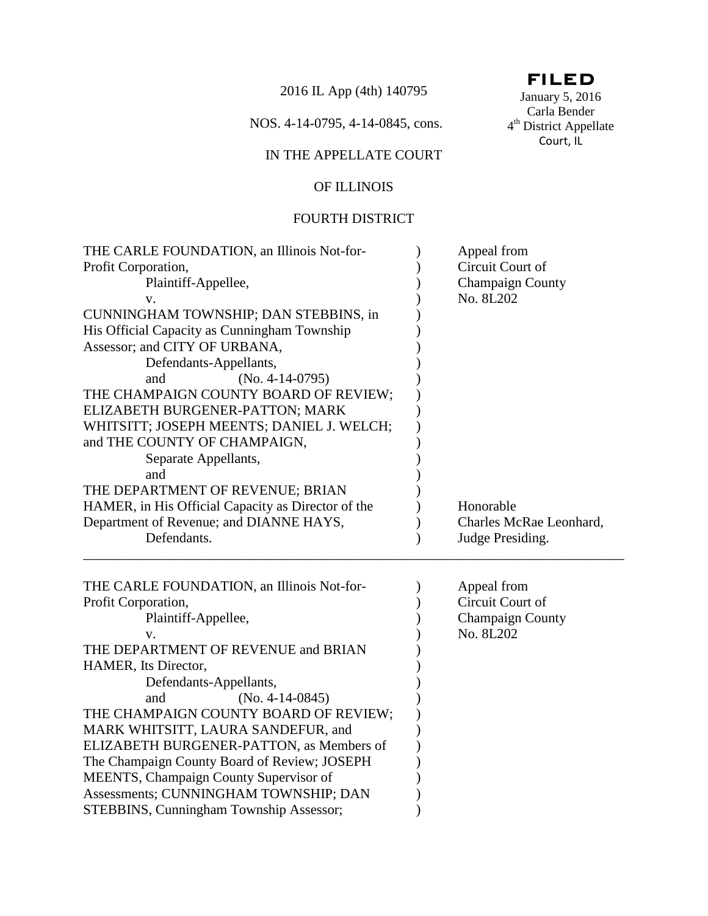2016 IL App (4th) 140795

NOS. 4-14-0795, 4-14-0845, cons.

IN THE APPELLATE COURT

OF ILLINOIS

FOURTH DISTRICT

**FILED**
January 5, 2016
Carla Bender
4th District Appellate
Court, IL

| | | |
|---|---|---|
| THE CARLE FOUNDATION, an Illinois Not-for-Profit Corporation, Plaintiff-Appellee, v. CUNNINGHAM TOWNSHIP; DAN STEBBINS, in His Official Capacity as Cunningham Township Assessor; and CITY OF URBANA, Defendants-Appellants, and (No. 4-14-0795) THE CHAMPAIGN COUNTY BOARD OF REVIEW; ELIZABETH BURGENER-PATTON; MARK WHITSITT; JOSEPH MEENTS; DANIEL J. WELCH; and THE COUNTY OF CHAMPAIGN, Separate Appellants, and THE DEPARTMENT OF REVENUE; BRIAN HAMER, in His Official Capacity as Director of the Department of Revenue; and DIANNE HAYS, Defendants. | ) | Appeal from Circuit Court of Champaign County No. 8L202 Honorable Charles McRae Leonhard, Judge Presiding. |

---

| | | |
|---|---|---|
| THE CARLE FOUNDATION, an Illinois Not-for-Profit Corporation, Plaintiff-Appellee, v. THE DEPARTMENT OF REVENUE and BRIAN HAMER, Its Director, Defendants-Appellants, and (No. 4-14-0845) THE CHAMPAIGN COUNTY BOARD OF REVIEW; MARK WHITSITT, LAURA SANDEFUR, and ELIZABETH BURGENER-PATTON, as Members of The Champaign County Board of Review; JOSEPH MEENTS, Champaign County Supervisor of Assessments; CUNNINGHAM TOWNSHIP; DAN STEBBINS, Cunningham Township Assessor; | ) | Appeal from Circuit Court of Champaign County No. 8L202 |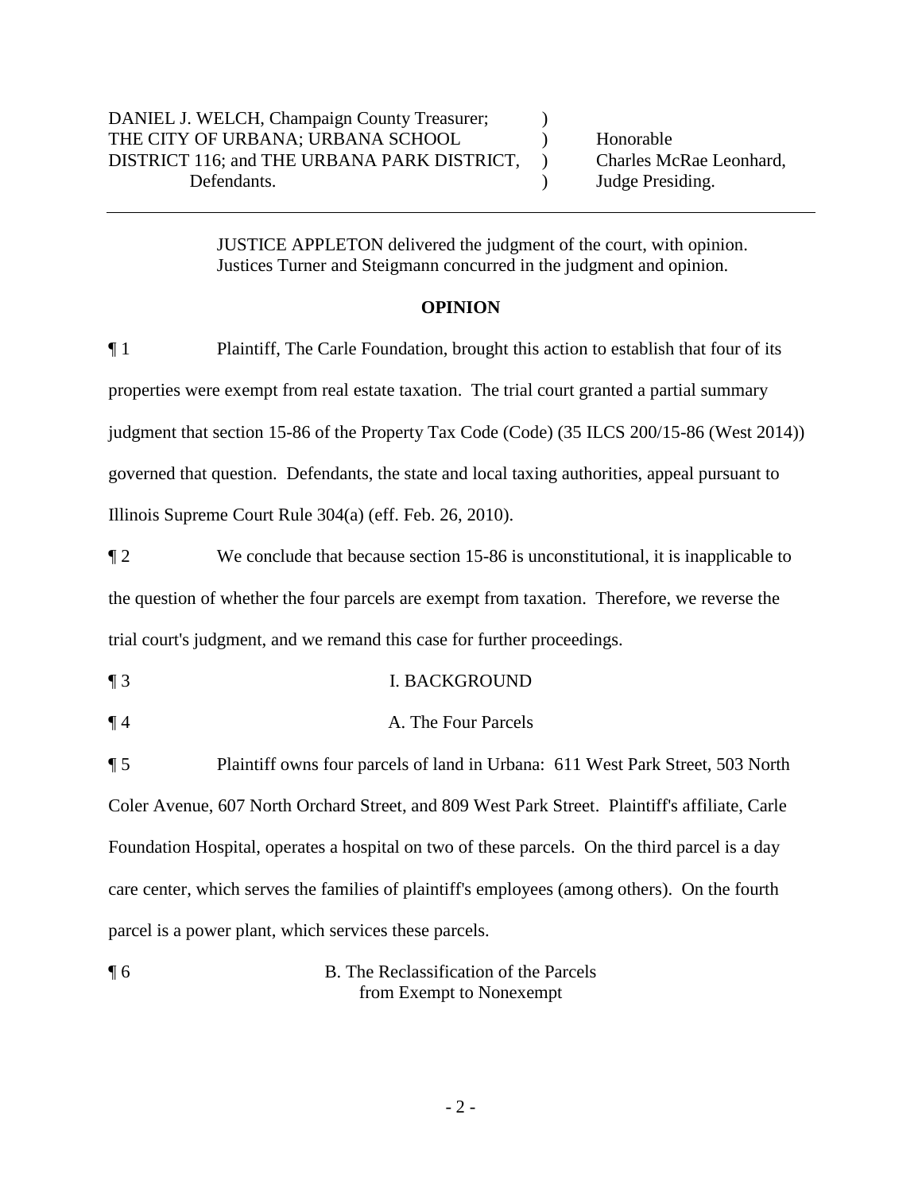DANIEL J. WELCH, Champaign County Treasurer; THE CITY OF URBANA; URBANA SCHOOL DISTRICT 116; and THE URBANA PARK DISTRICT, Defendants. ) Honorable Charles McRae Leonhard, Judge Presiding.

JUSTICE APPLETON delivered the judgment of the court, with opinion.
Justices Turner and Steigmann concurred in the judgment and opinion.

**OPINION**

¶ 1 Plaintiff, The Carle Foundation, brought this action to establish that four of its properties were exempt from real estate taxation. The trial court granted a partial summary judgment that section 15-86 of the Property Tax Code (Code) (35 ILCS 200/15-86 (West 2014)) governed that question. Defendants, the state and local taxing authorities, appeal pursuant to Illinois Supreme Court Rule 304(a) (eff. Feb. 26, 2010).

¶ 2 We conclude that because section 15-86 is unconstitutional, it is inapplicable to the question of whether the four parcels are exempt from taxation. Therefore, we reverse the trial court's judgment, and we remand this case for further proceedings.

¶ 3 I. BACKGROUND

¶ 4 A. The Four Parcels

¶ 5 Plaintiff owns four parcels of land in Urbana: 611 West Park Street, 503 North Coler Avenue, 607 North Orchard Street, and 809 West Park Street. Plaintiff's affiliate, Carle Foundation Hospital, operates a hospital on two of these parcels. On the third parcel is a day care center, which serves the families of plaintiff's employees (among others). On the fourth parcel is a power plant, which services these parcels.

¶ 6 B. The Reclassification of the Parcels from Exempt to Nonexempt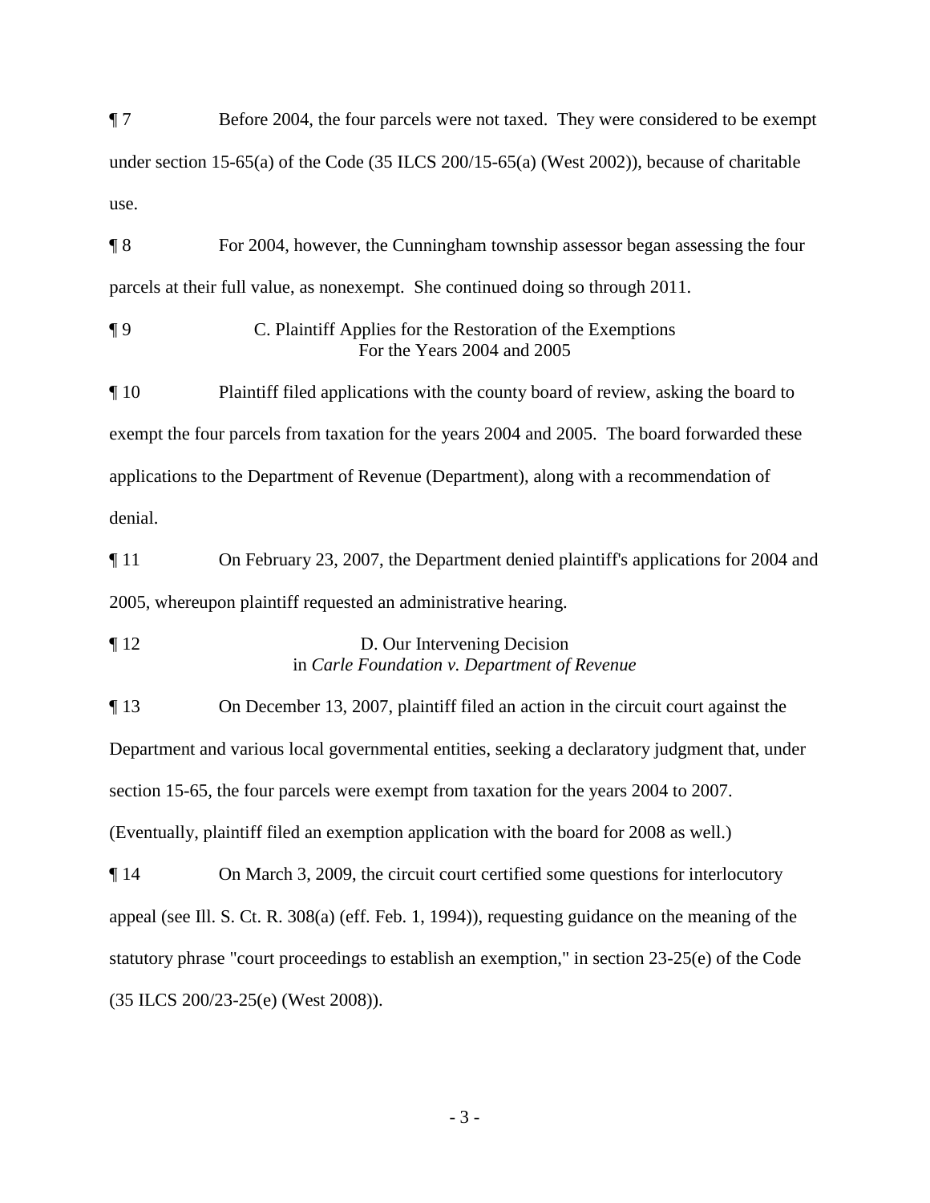¶ 7 Before 2004, the four parcels were not taxed. They were considered to be exempt under section 15-65(a) of the Code (35 ILCS 200/15-65(a) (West 2002)), because of charitable use.

¶ 8 For 2004, however, the Cunningham township assessor began assessing the four parcels at their full value, as nonexempt. She continued doing so through 2011.

¶ 9 C. Plaintiff Applies for the Restoration of the Exemptions For the Years 2004 and 2005

¶ 10 Plaintiff filed applications with the county board of review, asking the board to exempt the four parcels from taxation for the years 2004 and 2005. The board forwarded these applications to the Department of Revenue (Department), along with a recommendation of denial.

¶ 11 On February 23, 2007, the Department denied plaintiff's applications for 2004 and 2005, whereupon plaintiff requested an administrative hearing.

¶ 12 D. Our Intervening Decision in *Carle Foundation v. Department of Revenue*

¶ 13 On December 13, 2007, plaintiff filed an action in the circuit court against the Department and various local governmental entities, seeking a declaratory judgment that, under section 15-65, the four parcels were exempt from taxation for the years 2004 to 2007. (Eventually, plaintiff filed an exemption application with the board for 2008 as well.)

¶ 14 On March 3, 2009, the circuit court certified some questions for interlocutory appeal (see Ill. S. Ct. R. 308(a) (eff. Feb. 1, 1994)), requesting guidance on the meaning of the statutory phrase "court proceedings to establish an exemption," in section 23-25(e) of the Code (35 ILCS 200/23-25(e) (West 2008)).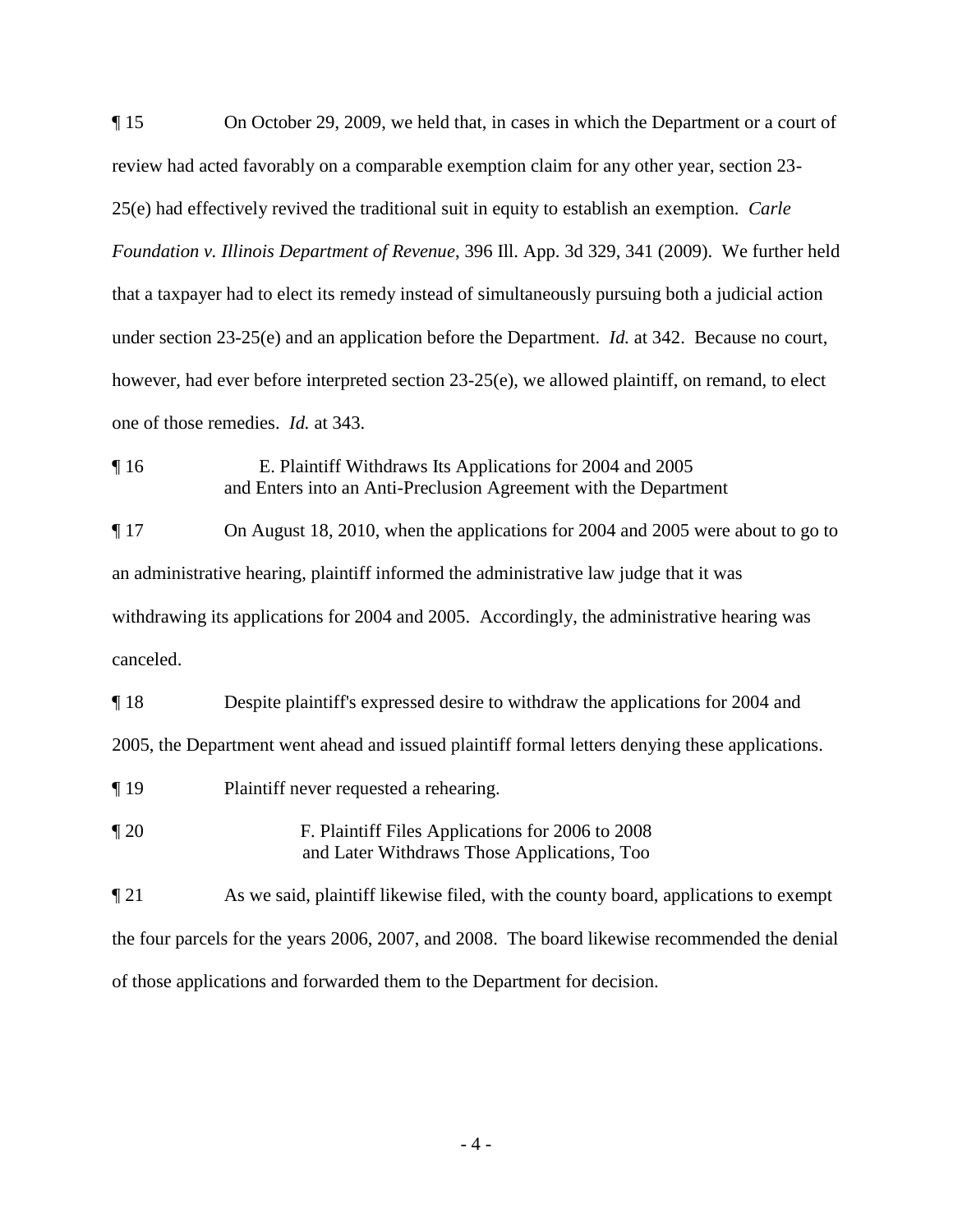¶ 15 On October 29, 2009, we held that, in cases in which the Department or a court of review had acted favorably on a comparable exemption claim for any other year, section 23-25(e) had effectively revived the traditional suit in equity to establish an exemption. *Carle Foundation v. Illinois Department of Revenue*, 396 Ill. App. 3d 329, 341 (2009). We further held that a taxpayer had to elect its remedy instead of simultaneously pursuing both a judicial action under section 23-25(e) and an application before the Department. *Id.* at 342. Because no court, however, had ever before interpreted section 23-25(e), we allowed plaintiff, on remand, to elect one of those remedies. *Id.* at 343.

¶ 16 E. Plaintiff Withdraws Its Applications for 2004 and 2005 and Enters into an Anti-Preclusion Agreement with the Department

¶ 17 On August 18, 2010, when the applications for 2004 and 2005 were about to go to an administrative hearing, plaintiff informed the administrative law judge that it was withdrawing its applications for 2004 and 2005. Accordingly, the administrative hearing was canceled.

¶ 18 Despite plaintiff's expressed desire to withdraw the applications for 2004 and 2005, the Department went ahead and issued plaintiff formal letters denying these applications.

¶ 19 Plaintiff never requested a rehearing.

¶ 20 F. Plaintiff Files Applications for 2006 to 2008 and Later Withdraws Those Applications, Too

¶ 21 As we said, plaintiff likewise filed, with the county board, applications to exempt the four parcels for the years 2006, 2007, and 2008. The board likewise recommended the denial of those applications and forwarded them to the Department for decision.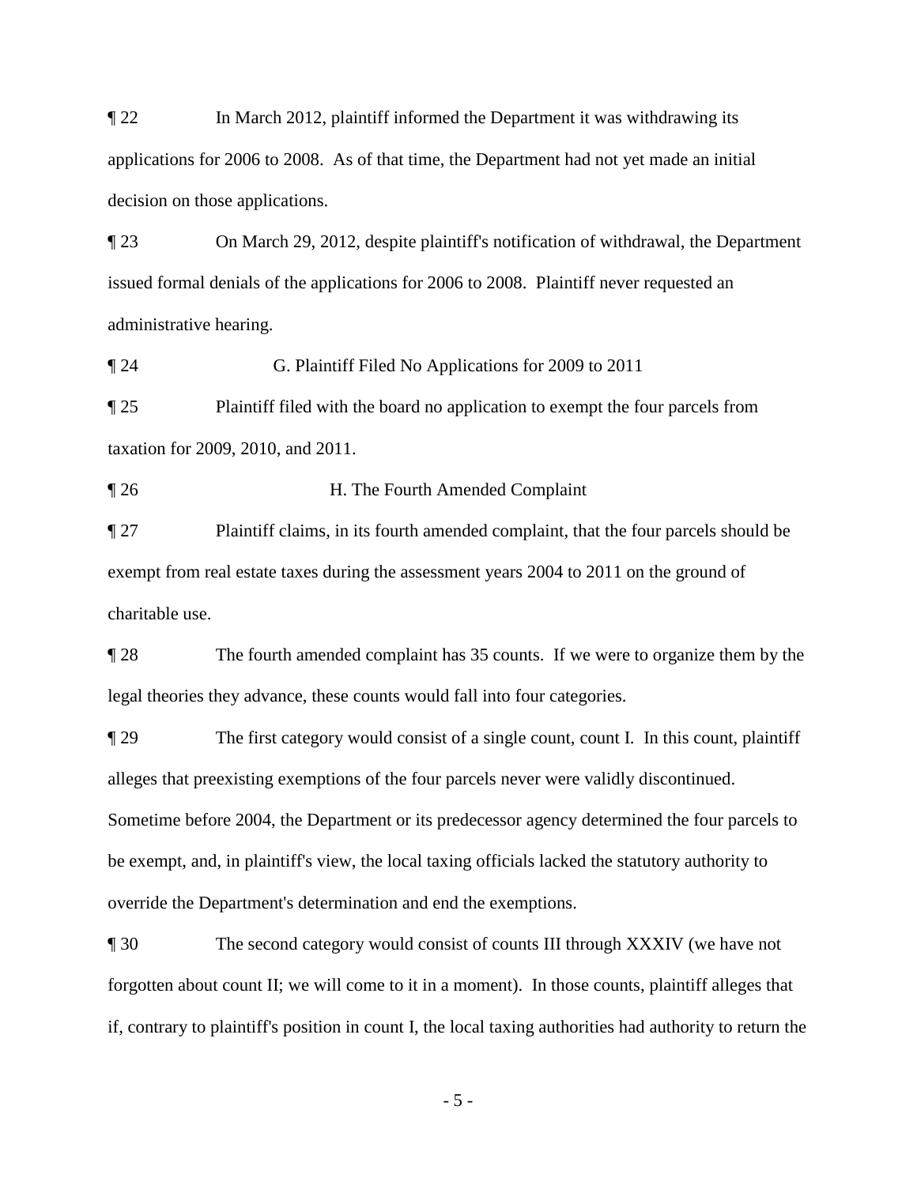¶ 22 In March 2012, plaintiff informed the Department it was withdrawing its applications for 2006 to 2008. As of that time, the Department had not yet made an initial decision on those applications.

¶ 23 On March 29, 2012, despite plaintiff's notification of withdrawal, the Department issued formal denials of the applications for 2006 to 2008. Plaintiff never requested an administrative hearing.

¶ 24 G. Plaintiff Filed No Applications for 2009 to 2011

¶ 25 Plaintiff filed with the board no application to exempt the four parcels from taxation for 2009, 2010, and 2011.

¶ 26 H. The Fourth Amended Complaint

¶ 27 Plaintiff claims, in its fourth amended complaint, that the four parcels should be exempt from real estate taxes during the assessment years 2004 to 2011 on the ground of charitable use.

¶ 28 The fourth amended complaint has 35 counts. If we were to organize them by the legal theories they advance, these counts would fall into four categories.

¶ 29 The first category would consist of a single count, count I. In this count, plaintiff alleges that preexisting exemptions of the four parcels never were validly discontinued. Sometime before 2004, the Department or its predecessor agency determined the four parcels to be exempt, and, in plaintiff's view, the local taxing officials lacked the statutory authority to override the Department's determination and end the exemptions.

¶ 30 The second category would consist of counts III through XXXIV (we have not forgotten about count II; we will come to it in a moment). In those counts, plaintiff alleges that if, contrary to plaintiff's position in count I, the local taxing authorities had authority to return the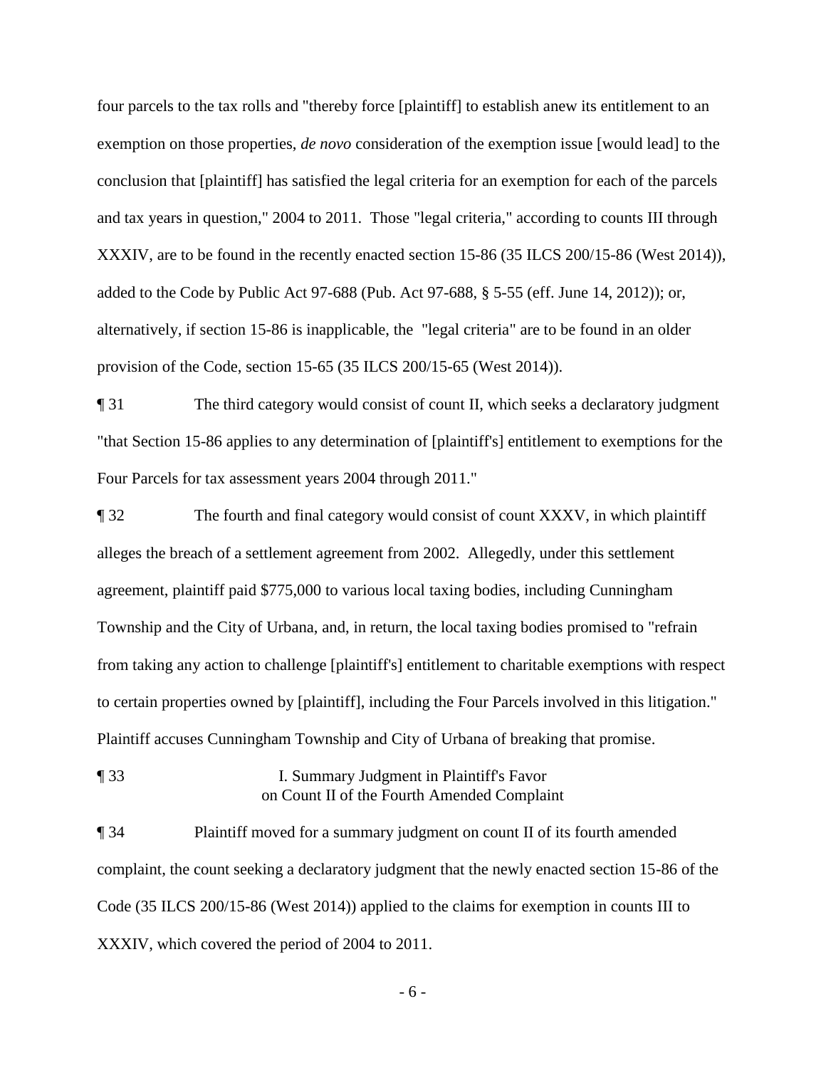four parcels to the tax rolls and "thereby force [plaintiff] to establish anew its entitlement to an exemption on those properties, *de novo* consideration of the exemption issue [would lead] to the conclusion that [plaintiff] has satisfied the legal criteria for an exemption for each of the parcels and tax years in question," 2004 to 2011. Those "legal criteria," according to counts III through XXXIV, are to be found in the recently enacted section 15-86 (35 ILCS 200/15-86 (West 2014)), added to the Code by Public Act 97-688 (Pub. Act 97-688, § 5-55 (eff. June 14, 2012)); or, alternatively, if section 15-86 is inapplicable, the "legal criteria" are to be found in an older provision of the Code, section 15-65 (35 ILCS 200/15-65 (West 2014)).

¶ 31 The third category would consist of count II, which seeks a declaratory judgment "that Section 15-86 applies to any determination of [plaintiff's] entitlement to exemptions for the Four Parcels for tax assessment years 2004 through 2011."

¶ 32 The fourth and final category would consist of count XXXV, in which plaintiff alleges the breach of a settlement agreement from 2002. Allegedly, under this settlement agreement, plaintiff paid $775,000 to various local taxing bodies, including Cunningham Township and the City of Urbana, and, in return, the local taxing bodies promised to "refrain from taking any action to challenge [plaintiff's] entitlement to charitable exemptions with respect to certain properties owned by [plaintiff], including the Four Parcels involved in this litigation." Plaintiff accuses Cunningham Township and City of Urbana of breaking that promise.

¶ 33 I. Summary Judgment in Plaintiff's Favor on Count II of the Fourth Amended Complaint

¶ 34 Plaintiff moved for a summary judgment on count II of its fourth amended complaint, the count seeking a declaratory judgment that the newly enacted section 15-86 of the Code (35 ILCS 200/15-86 (West 2014)) applied to the claims for exemption in counts III to XXXIV, which covered the period of 2004 to 2011.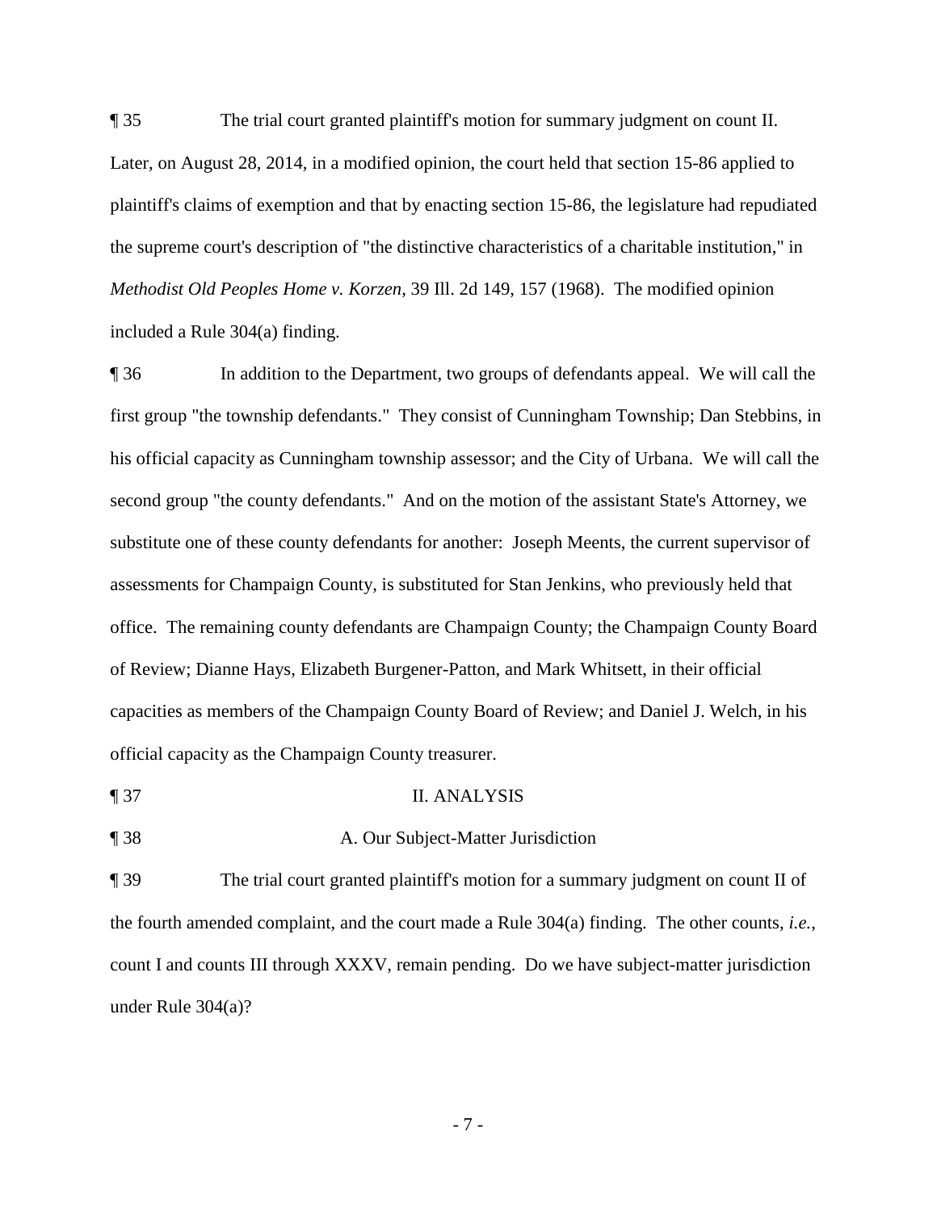¶ 35 The trial court granted plaintiff's motion for summary judgment on count II. Later, on August 28, 2014, in a modified opinion, the court held that section 15-86 applied to plaintiff's claims of exemption and that by enacting section 15-86, the legislature had repudiated the supreme court's description of "the distinctive characteristics of a charitable institution," in *Methodist Old Peoples Home v. Korzen*, 39 Ill. 2d 149, 157 (1968). The modified opinion included a Rule 304(a) finding.

¶ 36 In addition to the Department, two groups of defendants appeal. We will call the first group "the township defendants." They consist of Cunningham Township; Dan Stebbins, in his official capacity as Cunningham township assessor; and the City of Urbana. We will call the second group "the county defendants." And on the motion of the assistant State's Attorney, we substitute one of these county defendants for another: Joseph Meents, the current supervisor of assessments for Champaign County, is substituted for Stan Jenkins, who previously held that office. The remaining county defendants are Champaign County; the Champaign County Board of Review; Dianne Hays, Elizabeth Burgener-Patton, and Mark Whitsett, in their official capacities as members of the Champaign County Board of Review; and Daniel J. Welch, in his official capacity as the Champaign County treasurer.

## ¶ 37 II. ANALYSIS

### ¶ 38 A. Our Subject-Matter Jurisdiction

¶ 39 The trial court granted plaintiff's motion for a summary judgment on count II of the fourth amended complaint, and the court made a Rule 304(a) finding. The other counts, *i.e.*, count I and counts III through XXXV, remain pending. Do we have subject-matter jurisdiction under Rule 304(a)?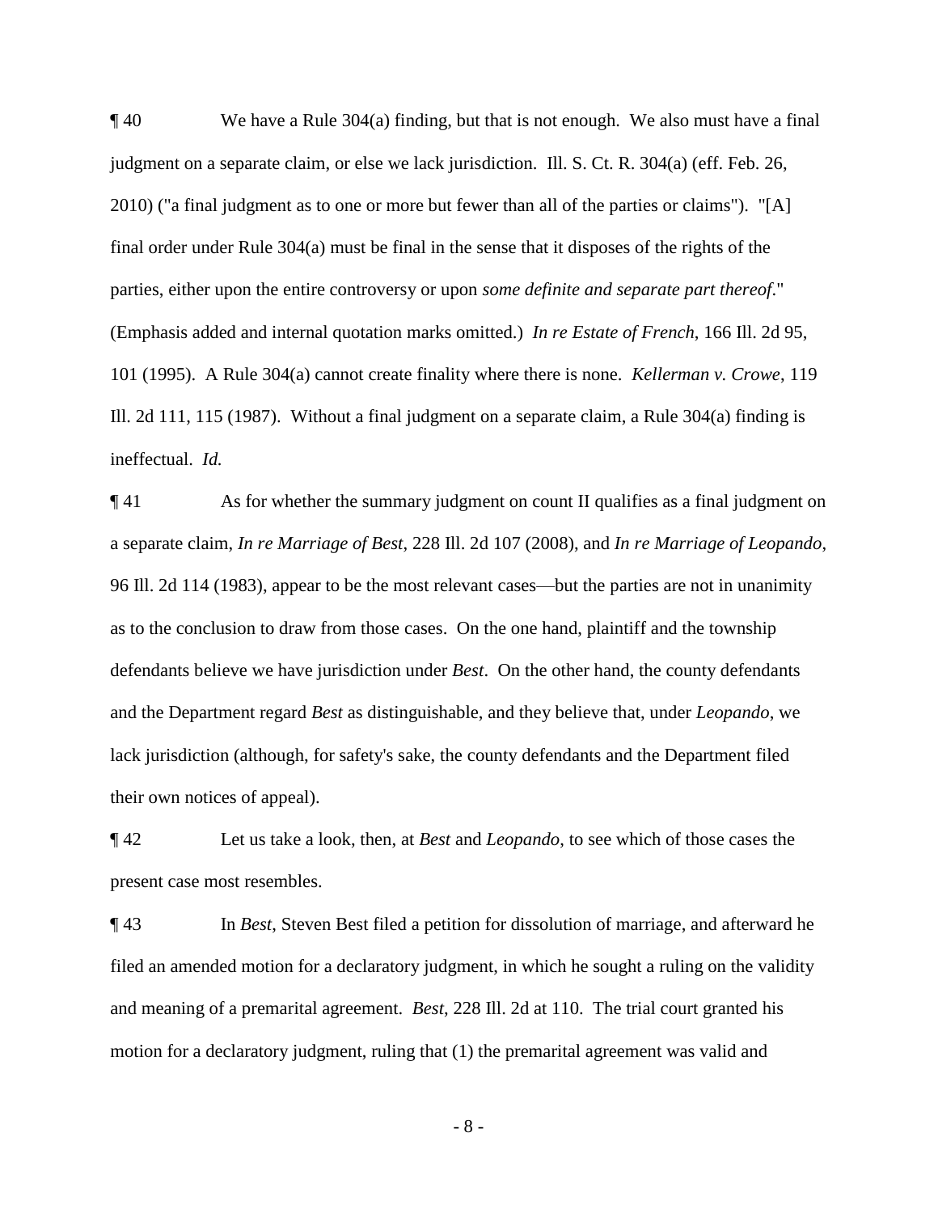¶ 40 We have a Rule 304(a) finding, but that is not enough. We also must have a final judgment on a separate claim, or else we lack jurisdiction. Ill. S. Ct. R. 304(a) (eff. Feb. 26, 2010) ("a final judgment as to one or more but fewer than all of the parties or claims"). "[A] final order under Rule 304(a) must be final in the sense that it disposes of the rights of the parties, either upon the entire controversy or upon *some definite and separate part thereof*." (Emphasis added and internal quotation marks omitted.) *In re Estate of French*, 166 Ill. 2d 95, 101 (1995). A Rule 304(a) cannot create finality where there is none. *Kellerman v. Crowe*, 119 Ill. 2d 111, 115 (1987). Without a final judgment on a separate claim, a Rule 304(a) finding is ineffectual. *Id.*

¶ 41 As for whether the summary judgment on count II qualifies as a final judgment on a separate claim, *In re Marriage of Best*, 228 Ill. 2d 107 (2008), and *In re Marriage of Leopando*, 96 Ill. 2d 114 (1983), appear to be the most relevant cases—but the parties are not in unanimity as to the conclusion to draw from those cases. On the one hand, plaintiff and the township defendants believe we have jurisdiction under *Best*. On the other hand, the county defendants and the Department regard *Best* as distinguishable, and they believe that, under *Leopando*, we lack jurisdiction (although, for safety's sake, the county defendants and the Department filed their own notices of appeal).

¶ 42 Let us take a look, then, at *Best* and *Leopando*, to see which of those cases the present case most resembles.

¶ 43 In *Best*, Steven Best filed a petition for dissolution of marriage, and afterward he filed an amended motion for a declaratory judgment, in which he sought a ruling on the validity and meaning of a premarital agreement. *Best*, 228 Ill. 2d at 110. The trial court granted his motion for a declaratory judgment, ruling that (1) the premarital agreement was valid and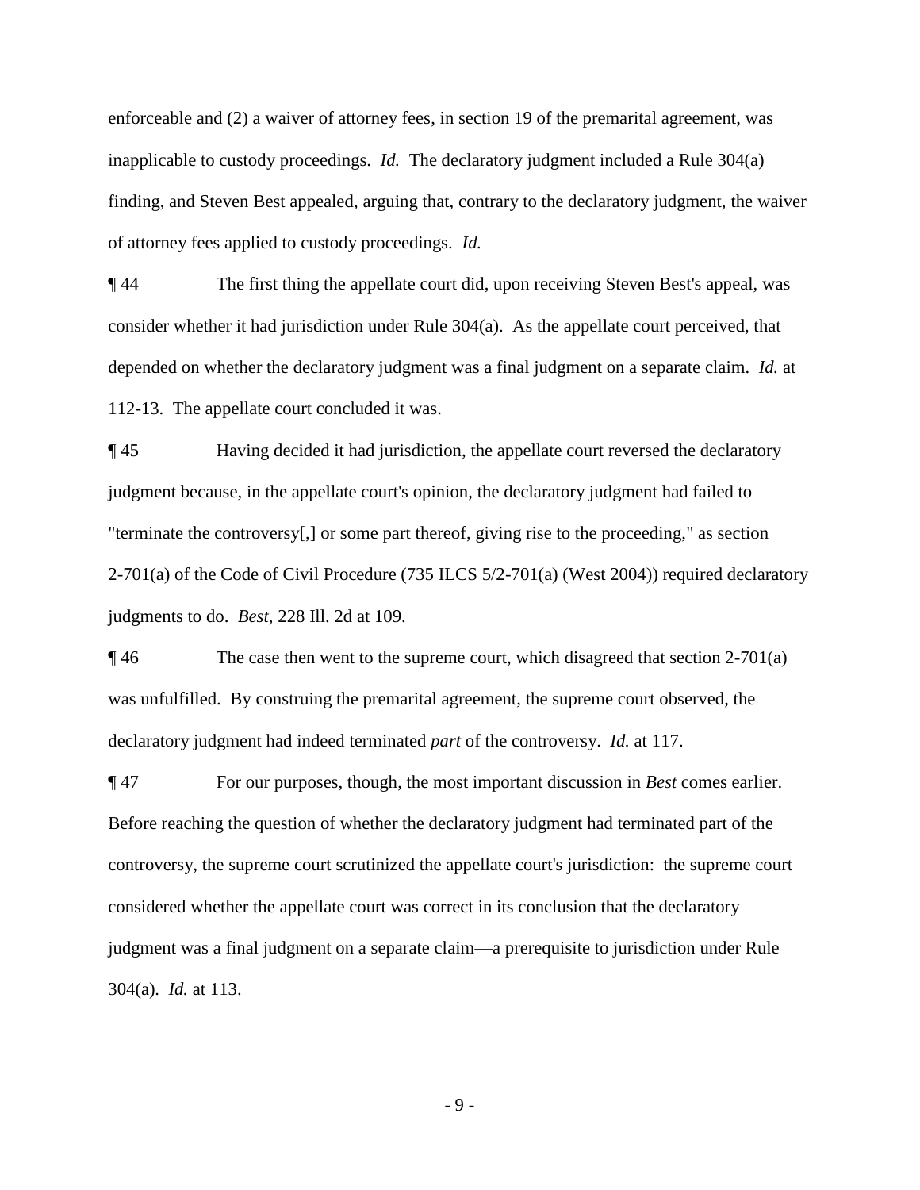enforceable and (2) a waiver of attorney fees, in section 19 of the premarital agreement, was inapplicable to custody proceedings. *Id.* The declaratory judgment included a Rule 304(a) finding, and Steven Best appealed, arguing that, contrary to the declaratory judgment, the waiver of attorney fees applied to custody proceedings. *Id.*

¶ 44 The first thing the appellate court did, upon receiving Steven Best's appeal, was consider whether it had jurisdiction under Rule 304(a). As the appellate court perceived, that depended on whether the declaratory judgment was a final judgment on a separate claim. *Id.* at 112-13. The appellate court concluded it was.

¶ 45 Having decided it had jurisdiction, the appellate court reversed the declaratory judgment because, in the appellate court's opinion, the declaratory judgment had failed to "terminate the controversy[,] or some part thereof, giving rise to the proceeding," as section 2-701(a) of the Code of Civil Procedure (735 ILCS 5/2-701(a) (West 2004)) required declaratory judgments to do. *Best*, 228 Ill. 2d at 109.

¶ 46 The case then went to the supreme court, which disagreed that section 2-701(a) was unfulfilled. By construing the premarital agreement, the supreme court observed, the declaratory judgment had indeed terminated *part* of the controversy. *Id.* at 117.

¶ 47 For our purposes, though, the most important discussion in *Best* comes earlier. Before reaching the question of whether the declaratory judgment had terminated part of the controversy, the supreme court scrutinized the appellate court's jurisdiction: the supreme court considered whether the appellate court was correct in its conclusion that the declaratory judgment was a final judgment on a separate claim—a prerequisite to jurisdiction under Rule 304(a). *Id.* at 113.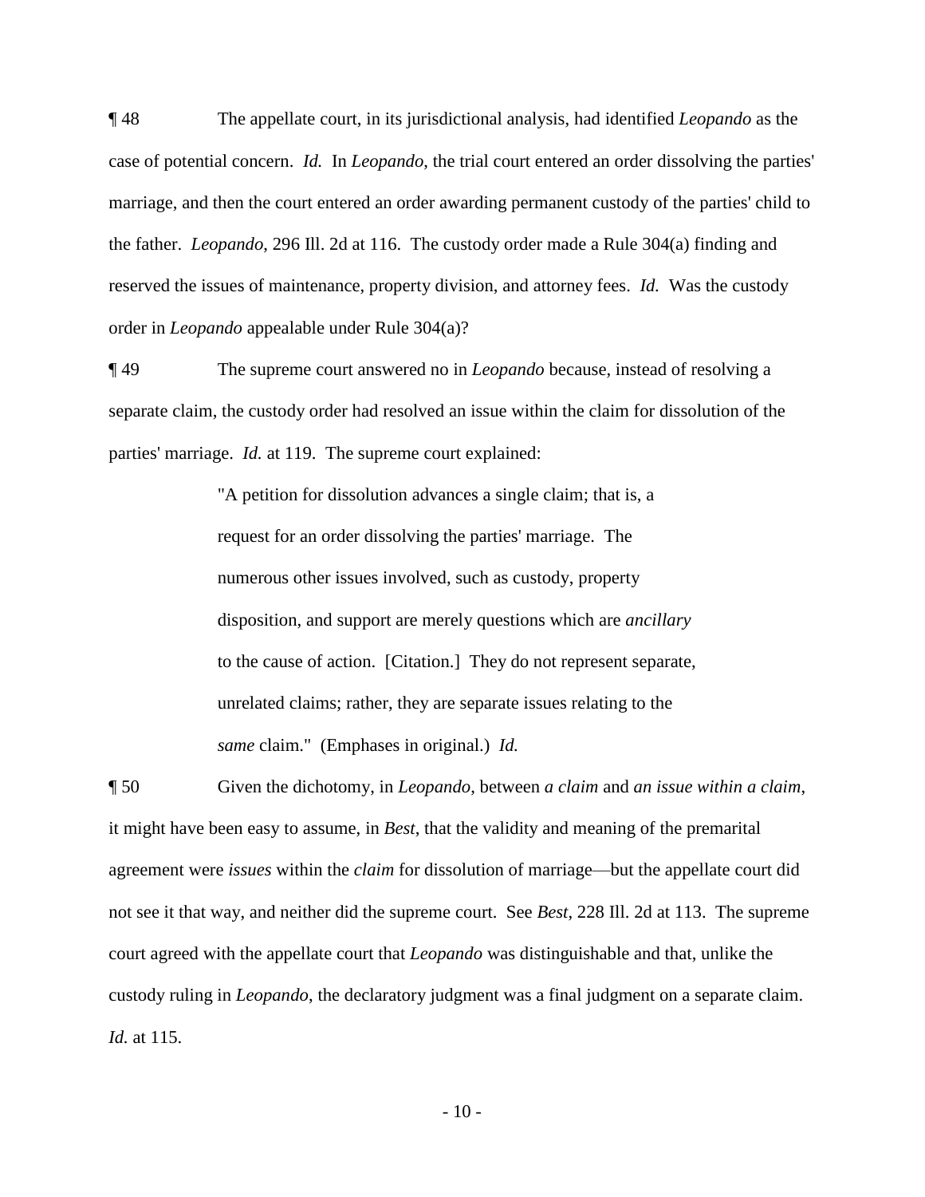¶ 48 The appellate court, in its jurisdictional analysis, had identified *Leopando* as the case of potential concern. *Id.* In *Leopando*, the trial court entered an order dissolving the parties' marriage, and then the court entered an order awarding permanent custody of the parties' child to the father. *Leopando*, 296 Ill. 2d at 116. The custody order made a Rule 304(a) finding and reserved the issues of maintenance, property division, and attorney fees. *Id.* Was the custody order in *Leopando* appealable under Rule 304(a)?

¶ 49 The supreme court answered no in *Leopando* because, instead of resolving a separate claim, the custody order had resolved an issue within the claim for dissolution of the parties' marriage. *Id.* at 119. The supreme court explained:

> "A petition for dissolution advances a single claim; that is, a request for an order dissolving the parties' marriage. The numerous other issues involved, such as custody, property disposition, and support are merely questions which are *ancillary* to the cause of action. [Citation.] They do not represent separate, unrelated claims; rather, they are separate issues relating to the *same* claim." (Emphases in original.) *Id.*

¶ 50 Given the dichotomy, in *Leopando*, between *a claim* and *an issue within a claim*, it might have been easy to assume, in *Best*, that the validity and meaning of the premarital agreement were *issues* within the *claim* for dissolution of marriage—but the appellate court did not see it that way, and neither did the supreme court. See *Best*, 228 Ill. 2d at 113. The supreme court agreed with the appellate court that *Leopando* was distinguishable and that, unlike the custody ruling in *Leopando*, the declaratory judgment was a final judgment on a separate claim. *Id.* at 115.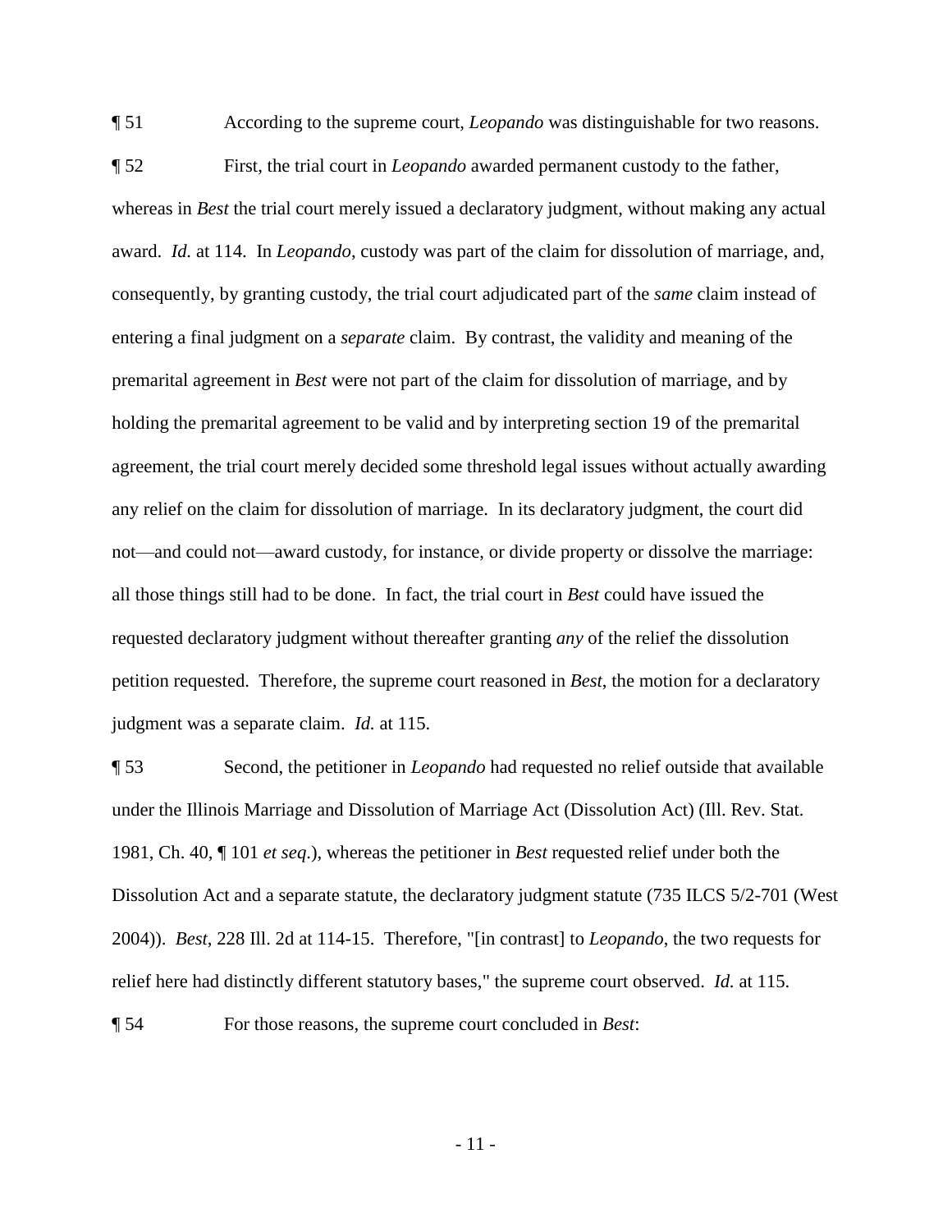¶ 51 According to the supreme court, *Leopando* was distinguishable for two reasons.

¶ 52 First, the trial court in *Leopando* awarded permanent custody to the father, whereas in *Best* the trial court merely issued a declaratory judgment, without making any actual award. *Id.* at 114. In *Leopando*, custody was part of the claim for dissolution of marriage, and, consequently, by granting custody, the trial court adjudicated part of the *same* claim instead of entering a final judgment on a *separate* claim. By contrast, the validity and meaning of the premarital agreement in *Best* were not part of the claim for dissolution of marriage, and by holding the premarital agreement to be valid and by interpreting section 19 of the premarital agreement, the trial court merely decided some threshold legal issues without actually awarding any relief on the claim for dissolution of marriage. In its declaratory judgment, the court did not—and could not—award custody, for instance, or divide property or dissolve the marriage: all those things still had to be done. In fact, the trial court in *Best* could have issued the requested declaratory judgment without thereafter granting *any* of the relief the dissolution petition requested. Therefore, the supreme court reasoned in *Best*, the motion for a declaratory judgment was a separate claim. *Id.* at 115.

¶ 53 Second, the petitioner in *Leopando* had requested no relief outside that available under the Illinois Marriage and Dissolution of Marriage Act (Dissolution Act) (Ill. Rev. Stat. 1981, Ch. 40, ¶ 101 *et seq.*), whereas the petitioner in *Best* requested relief under both the Dissolution Act and a separate statute, the declaratory judgment statute (735 ILCS 5/2-701 (West 2004)). *Best*, 228 Ill. 2d at 114-15. Therefore, "[in contrast] to *Leopando*, the two requests for relief here had distinctly different statutory bases," the supreme court observed. *Id.* at 115.

¶ 54 For those reasons, the supreme court concluded in *Best*: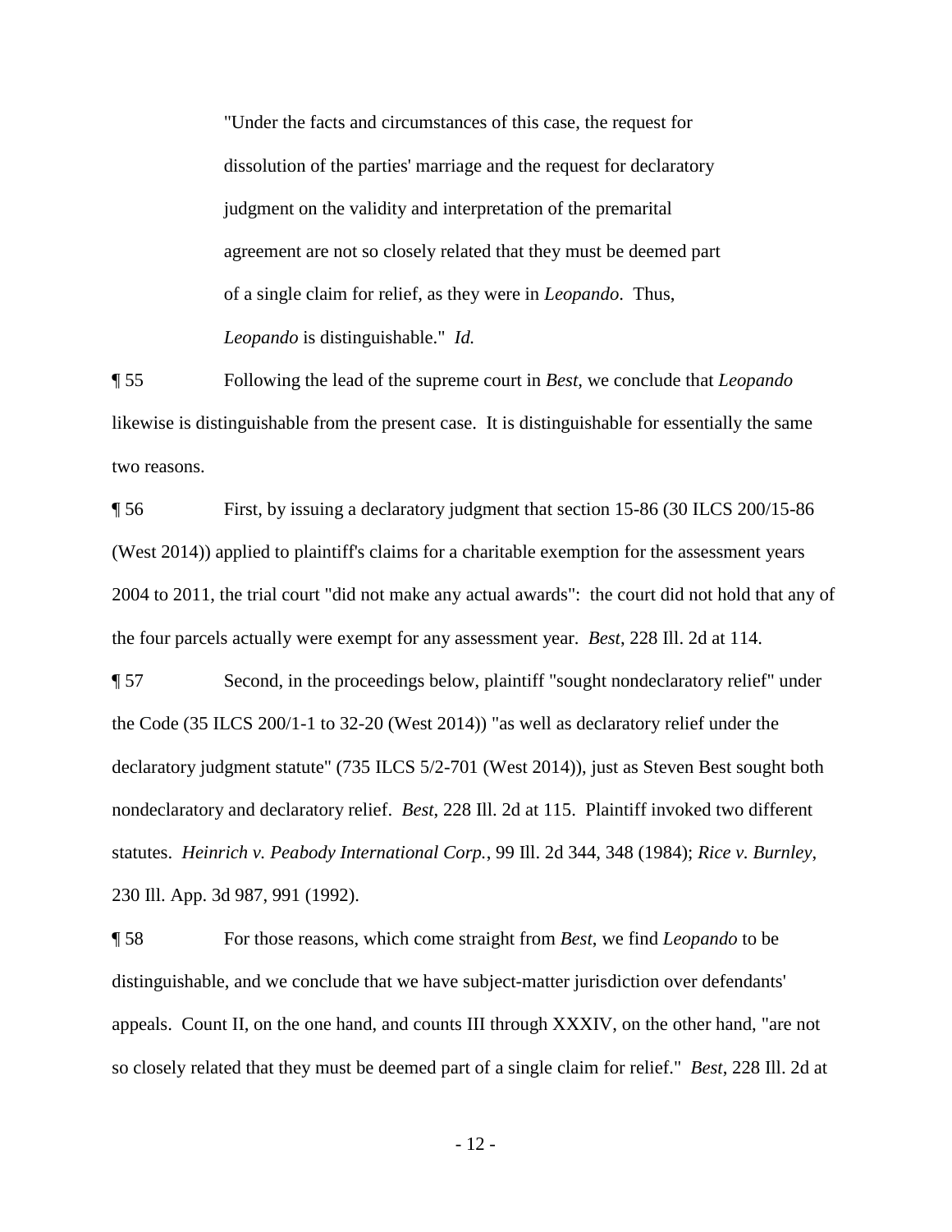> "Under the facts and circumstances of this case, the request for dissolution of the parties' marriage and the request for declaratory judgment on the validity and interpretation of the premarital agreement are not so closely related that they must be deemed part of a single claim for relief, as they were in *Leopando*. Thus, *Leopando* is distinguishable." *Id.*

¶ 55 Following the lead of the supreme court in *Best*, we conclude that *Leopando* likewise is distinguishable from the present case. It is distinguishable for essentially the same two reasons.

¶ 56 First, by issuing a declaratory judgment that section 15-86 (30 ILCS 200/15-86 (West 2014)) applied to plaintiff's claims for a charitable exemption for the assessment years 2004 to 2011, the trial court "did not make any actual awards": the court did not hold that any of the four parcels actually were exempt for any assessment year. *Best*, 228 Ill. 2d at 114.

¶ 57 Second, in the proceedings below, plaintiff "sought nondeclaratory relief" under the Code (35 ILCS 200/1-1 to 32-20 (West 2014)) "as well as declaratory relief under the declaratory judgment statute" (735 ILCS 5/2-701 (West 2014)), just as Steven Best sought both nondeclaratory and declaratory relief. *Best*, 228 Ill. 2d at 115. Plaintiff invoked two different statutes. *Heinrich v. Peabody International Corp.*, 99 Ill. 2d 344, 348 (1984); *Rice v. Burnley*, 230 Ill. App. 3d 987, 991 (1992).

¶ 58 For those reasons, which come straight from *Best*, we find *Leopando* to be distinguishable, and we conclude that we have subject-matter jurisdiction over defendants' appeals. Count II, on the one hand, and counts III through XXXIV, on the other hand, "are not so closely related that they must be deemed part of a single claim for relief." *Best*, 228 Ill. 2d at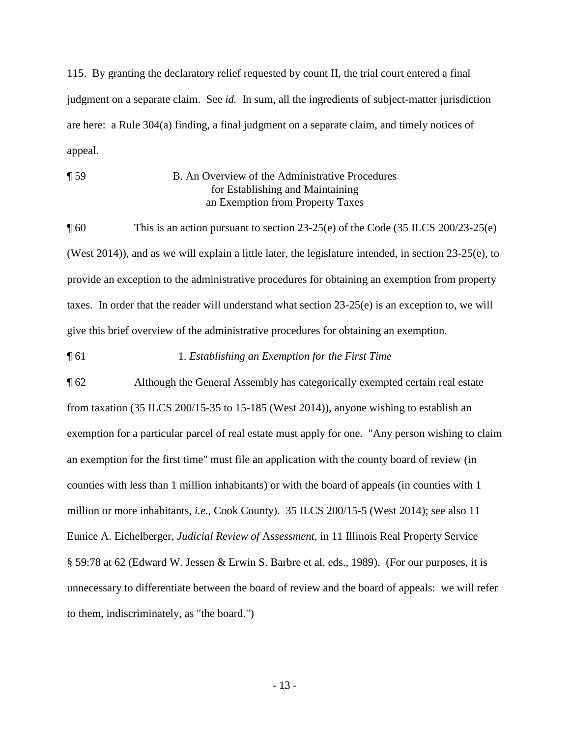115. By granting the declaratory relief requested by count II, the trial court entered a final judgment on a separate claim. See *id.* In sum, all the ingredients of subject-matter jurisdiction are here: a Rule 304(a) finding, a final judgment on a separate claim, and timely notices of appeal.

¶ 59 B. An Overview of the Administrative Procedures for Establishing and Maintaining an Exemption from Property Taxes

¶ 60 This is an action pursuant to section 23-25(e) of the Code (35 ILCS 200/23-25(e) (West 2014)), and as we will explain a little later, the legislature intended, in section 23-25(e), to provide an exception to the administrative procedures for obtaining an exemption from property taxes. In order that the reader will understand what section 23-25(e) is an exception to, we will give this brief overview of the administrative procedures for obtaining an exemption.

¶ 61 1. *Establishing an Exemption for the First Time*

¶ 62 Although the General Assembly has categorically exempted certain real estate from taxation (35 ILCS 200/15-35 to 15-185 (West 2014)), anyone wishing to establish an exemption for a particular parcel of real estate must apply for one. "Any person wishing to claim an exemption for the first time" must file an application with the county board of review (in counties with less than 1 million inhabitants) or with the board of appeals (in counties with 1 million or more inhabitants, *i.e.*, Cook County). 35 ILCS 200/15-5 (West 2014); see also 11 Eunice A. Eichelberger, *Judicial Review of Assessment*, in 11 Illinois Real Property Service § 59:78 at 62 (Edward W. Jessen & Erwin S. Barbre et al. eds., 1989). (For our purposes, it is unnecessary to differentiate between the board of review and the board of appeals: we will refer to them, indiscriminately, as "the board.")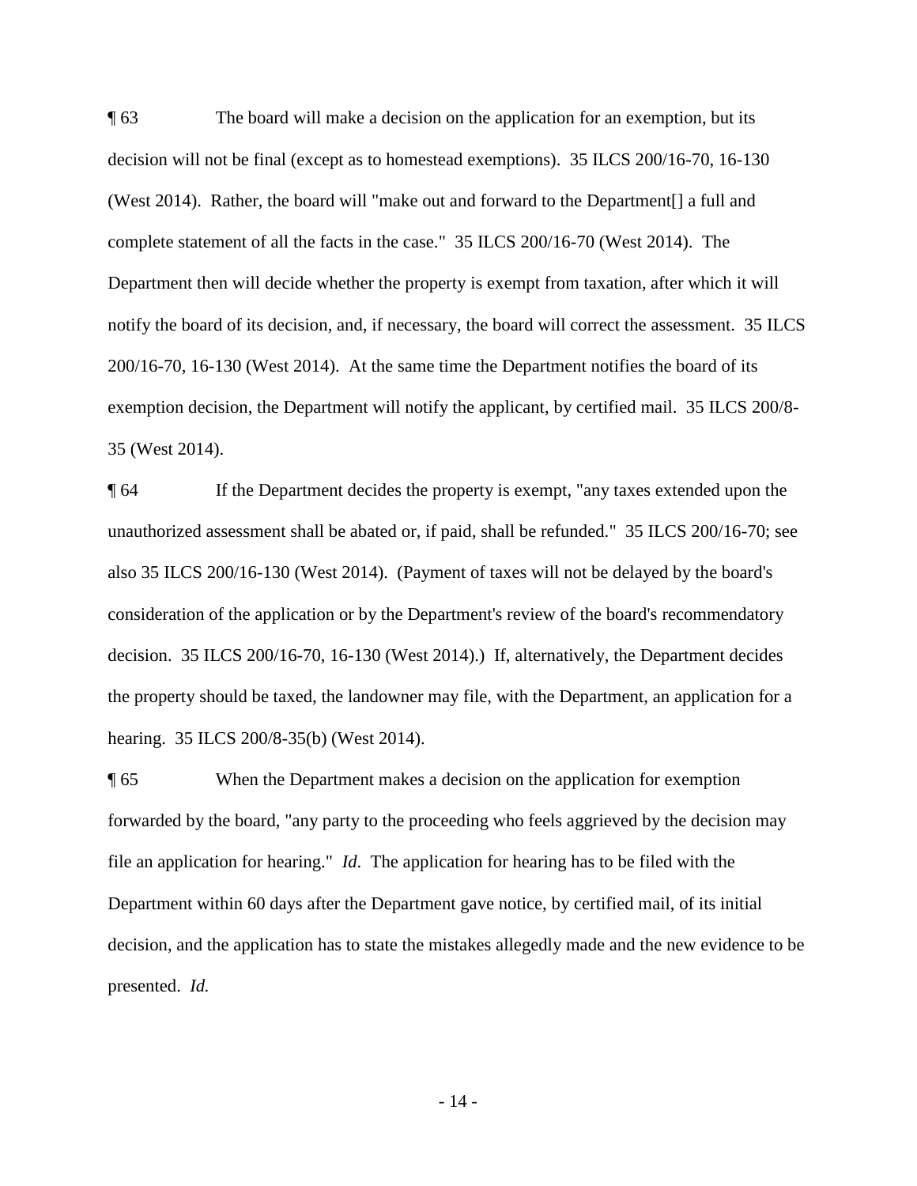¶ 63 The board will make a decision on the application for an exemption, but its decision will not be final (except as to homestead exemptions). 35 ILCS 200/16-70, 16-130 (West 2014). Rather, the board will "make out and forward to the Department[] a full and complete statement of all the facts in the case." 35 ILCS 200/16-70 (West 2014). The Department then will decide whether the property is exempt from taxation, after which it will notify the board of its decision, and, if necessary, the board will correct the assessment. 35 ILCS 200/16-70, 16-130 (West 2014). At the same time the Department notifies the board of its exemption decision, the Department will notify the applicant, by certified mail. 35 ILCS 200/8-35 (West 2014).

¶ 64 If the Department decides the property is exempt, "any taxes extended upon the unauthorized assessment shall be abated or, if paid, shall be refunded." 35 ILCS 200/16-70; see also 35 ILCS 200/16-130 (West 2014). (Payment of taxes will not be delayed by the board's consideration of the application or by the Department's review of the board's recommendatory decision. 35 ILCS 200/16-70, 16-130 (West 2014).) If, alternatively, the Department decides the property should be taxed, the landowner may file, with the Department, an application for a hearing. 35 ILCS 200/8-35(b) (West 2014).

¶ 65 When the Department makes a decision on the application for exemption forwarded by the board, "any party to the proceeding who feels aggrieved by the decision may file an application for hearing." *Id.* The application for hearing has to be filed with the Department within 60 days after the Department gave notice, by certified mail, of its initial decision, and the application has to state the mistakes allegedly made and the new evidence to be presented. *Id.*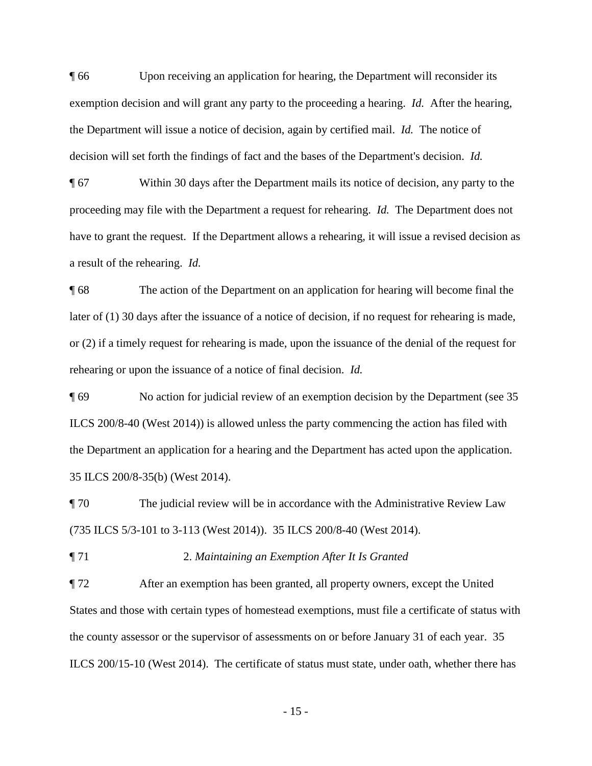¶ 66 Upon receiving an application for hearing, the Department will reconsider its exemption decision and will grant any party to the proceeding a hearing. *Id.* After the hearing, the Department will issue a notice of decision, again by certified mail. *Id.* The notice of decision will set forth the findings of fact and the bases of the Department's decision. *Id.*

¶ 67 Within 30 days after the Department mails its notice of decision, any party to the proceeding may file with the Department a request for rehearing. *Id.* The Department does not have to grant the request. If the Department allows a rehearing, it will issue a revised decision as a result of the rehearing. *Id.*

¶ 68 The action of the Department on an application for hearing will become final the later of (1) 30 days after the issuance of a notice of decision, if no request for rehearing is made, or (2) if a timely request for rehearing is made, upon the issuance of the denial of the request for rehearing or upon the issuance of a notice of final decision. *Id.*

¶ 69 No action for judicial review of an exemption decision by the Department (see 35 ILCS 200/8-40 (West 2014)) is allowed unless the party commencing the action has filed with the Department an application for a hearing and the Department has acted upon the application. 35 ILCS 200/8-35(b) (West 2014).

¶ 70 The judicial review will be in accordance with the Administrative Review Law (735 ILCS 5/3-101 to 3-113 (West 2014)). 35 ILCS 200/8-40 (West 2014).

¶ 71 2. *Maintaining an Exemption After It Is Granted*

¶ 72 After an exemption has been granted, all property owners, except the United States and those with certain types of homestead exemptions, must file a certificate of status with the county assessor or the supervisor of assessments on or before January 31 of each year. 35 ILCS 200/15-10 (West 2014). The certificate of status must state, under oath, whether there has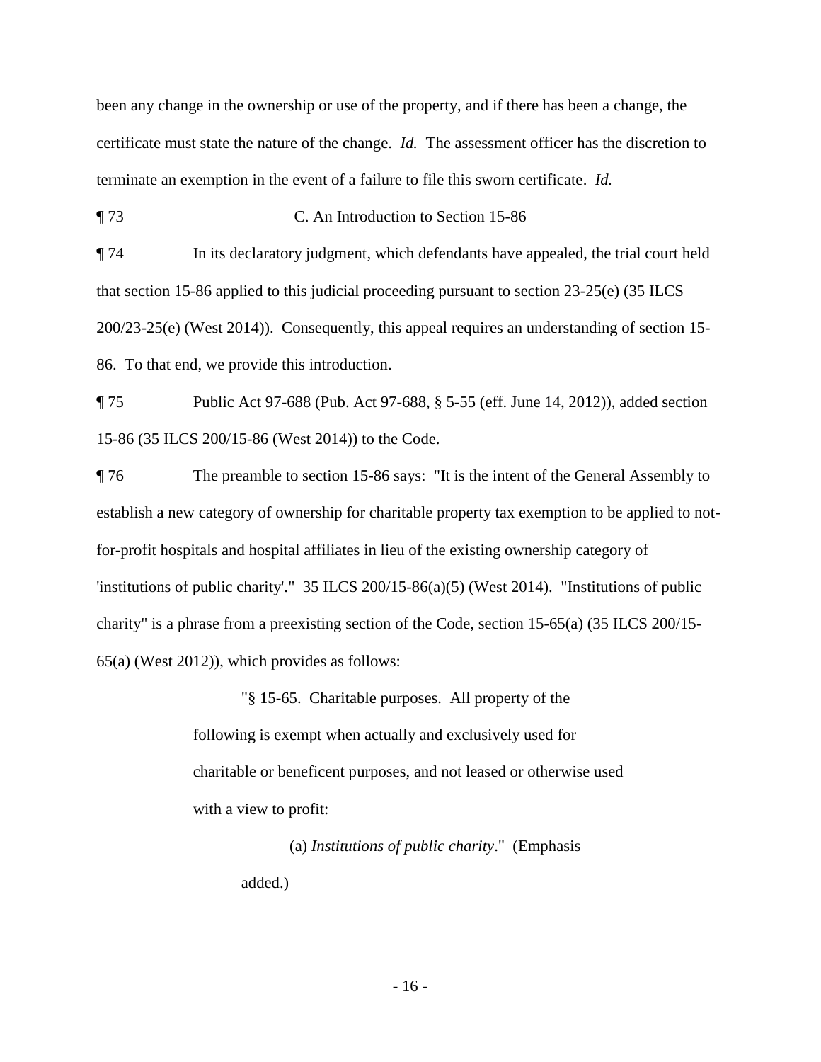been any change in the ownership or use of the property, and if there has been a change, the certificate must state the nature of the change. *Id.* The assessment officer has the discretion to terminate an exemption in the event of a failure to file this sworn certificate. *Id.*

¶ 73 C. An Introduction to Section 15-86

¶ 74 In its declaratory judgment, which defendants have appealed, the trial court held that section 15-86 applied to this judicial proceeding pursuant to section 23-25(e) (35 ILCS 200/23-25(e) (West 2014)). Consequently, this appeal requires an understanding of section 15-86. To that end, we provide this introduction.

¶ 75 Public Act 97-688 (Pub. Act 97-688, § 5-55 (eff. June 14, 2012)), added section 15-86 (35 ILCS 200/15-86 (West 2014)) to the Code.

¶ 76 The preamble to section 15-86 says: "It is the intent of the General Assembly to establish a new category of ownership for charitable property tax exemption to be applied to not-for-profit hospitals and hospital affiliates in lieu of the existing ownership category of 'institutions of public charity'." 35 ILCS 200/15-86(a)(5) (West 2014). "Institutions of public charity" is a phrase from a preexisting section of the Code, section 15-65(a) (35 ILCS 200/15-65(a) (West 2012)), which provides as follows:

> "§ 15-65. Charitable purposes. All property of the following is exempt when actually and exclusively used for charitable or beneficent purposes, and not leased or otherwise used with a view to profit:
>
> (a) *Institutions of public charity*." (Emphasis added.)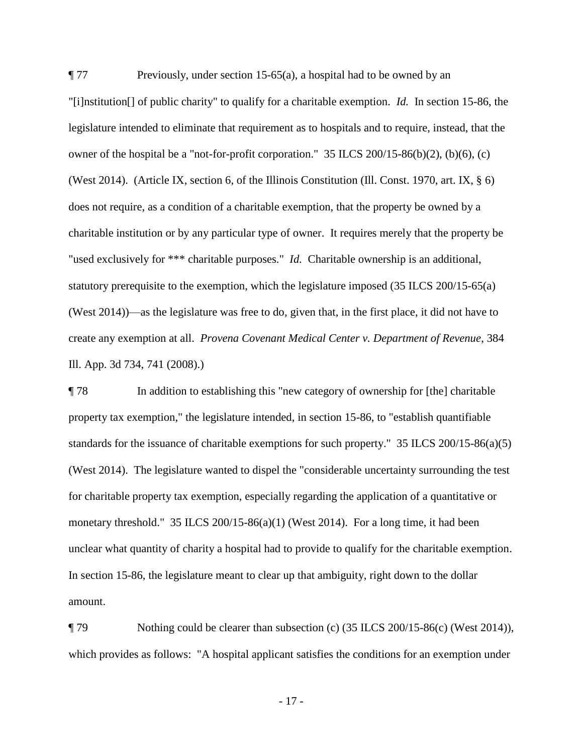¶ 77 Previously, under section 15-65(a), a hospital had to be owned by an "[i]nstitution[] of public charity" to qualify for a charitable exemption. *Id.* In section 15-86, the legislature intended to eliminate that requirement as to hospitals and to require, instead, that the owner of the hospital be a "not-for-profit corporation." 35 ILCS 200/15-86(b)(2), (b)(6), (c) (West 2014). (Article IX, section 6, of the Illinois Constitution (Ill. Const. 1970, art. IX, § 6) does not require, as a condition of a charitable exemption, that the property be owned by a charitable institution or by any particular type of owner. It requires merely that the property be "used exclusively for *** charitable purposes." *Id.* Charitable ownership is an additional, statutory prerequisite to the exemption, which the legislature imposed (35 ILCS 200/15-65(a) (West 2014))—as the legislature was free to do, given that, in the first place, it did not have to create any exemption at all. *Provena Covenant Medical Center v. Department of Revenue*, 384 Ill. App. 3d 734, 741 (2008).)

¶ 78 In addition to establishing this "new category of ownership for [the] charitable property tax exemption," the legislature intended, in section 15-86, to "establish quantifiable standards for the issuance of charitable exemptions for such property." 35 ILCS 200/15-86(a)(5) (West 2014). The legislature wanted to dispel the "considerable uncertainty surrounding the test for charitable property tax exemption, especially regarding the application of a quantitative or monetary threshold." 35 ILCS 200/15-86(a)(1) (West 2014). For a long time, it had been unclear what quantity of charity a hospital had to provide to qualify for the charitable exemption. In section 15-86, the legislature meant to clear up that ambiguity, right down to the dollar amount.

¶ 79 Nothing could be clearer than subsection (c) (35 ILCS 200/15-86(c) (West 2014)), which provides as follows: "A hospital applicant satisfies the conditions for an exemption under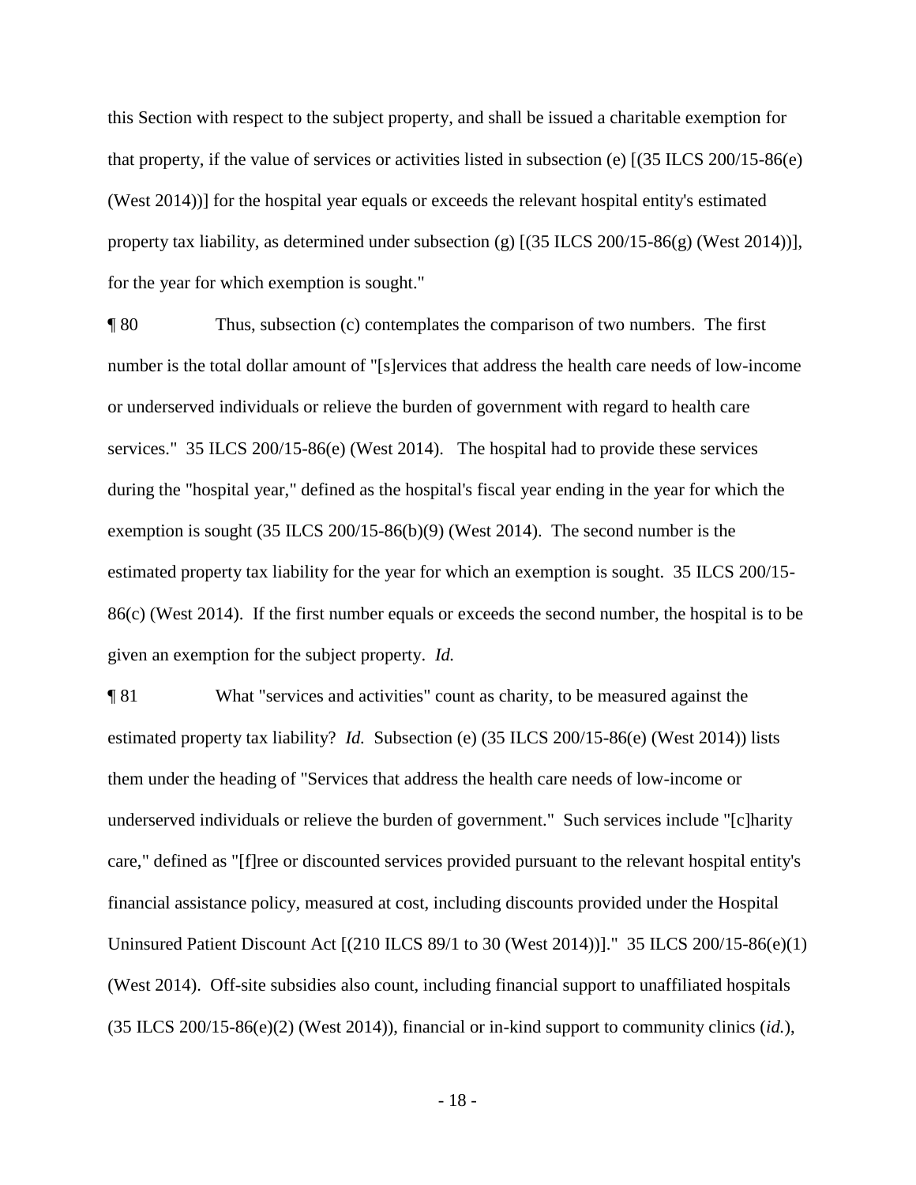this Section with respect to the subject property, and shall be issued a charitable exemption for that property, if the value of services or activities listed in subsection (e) [(35 ILCS 200/15-86(e) (West 2014))] for the hospital year equals or exceeds the relevant hospital entity's estimated property tax liability, as determined under subsection (g) [(35 ILCS 200/15-86(g) (West 2014))], for the year for which exemption is sought."

¶ 80 Thus, subsection (c) contemplates the comparison of two numbers. The first number is the total dollar amount of "[s]ervices that address the health care needs of low-income or underserved individuals or relieve the burden of government with regard to health care services." 35 ILCS 200/15-86(e) (West 2014). The hospital had to provide these services during the "hospital year," defined as the hospital's fiscal year ending in the year for which the exemption is sought (35 ILCS 200/15-86(b)(9) (West 2014). The second number is the estimated property tax liability for the year for which an exemption is sought. 35 ILCS 200/15-86(c) (West 2014). If the first number equals or exceeds the second number, the hospital is to be given an exemption for the subject property. *Id.*

¶ 81 What "services and activities" count as charity, to be measured against the estimated property tax liability? *Id.* Subsection (e) (35 ILCS 200/15-86(e) (West 2014)) lists them under the heading of "Services that address the health care needs of low-income or underserved individuals or relieve the burden of government." Such services include "[c]harity care," defined as "[f]ree or discounted services provided pursuant to the relevant hospital entity's financial assistance policy, measured at cost, including discounts provided under the Hospital Uninsured Patient Discount Act [(210 ILCS 89/1 to 30 (West 2014))]." 35 ILCS 200/15-86(e)(1) (West 2014). Off-site subsidies also count, including financial support to unaffiliated hospitals (35 ILCS 200/15-86(e)(2) (West 2014)), financial or in-kind support to community clinics (*id.*),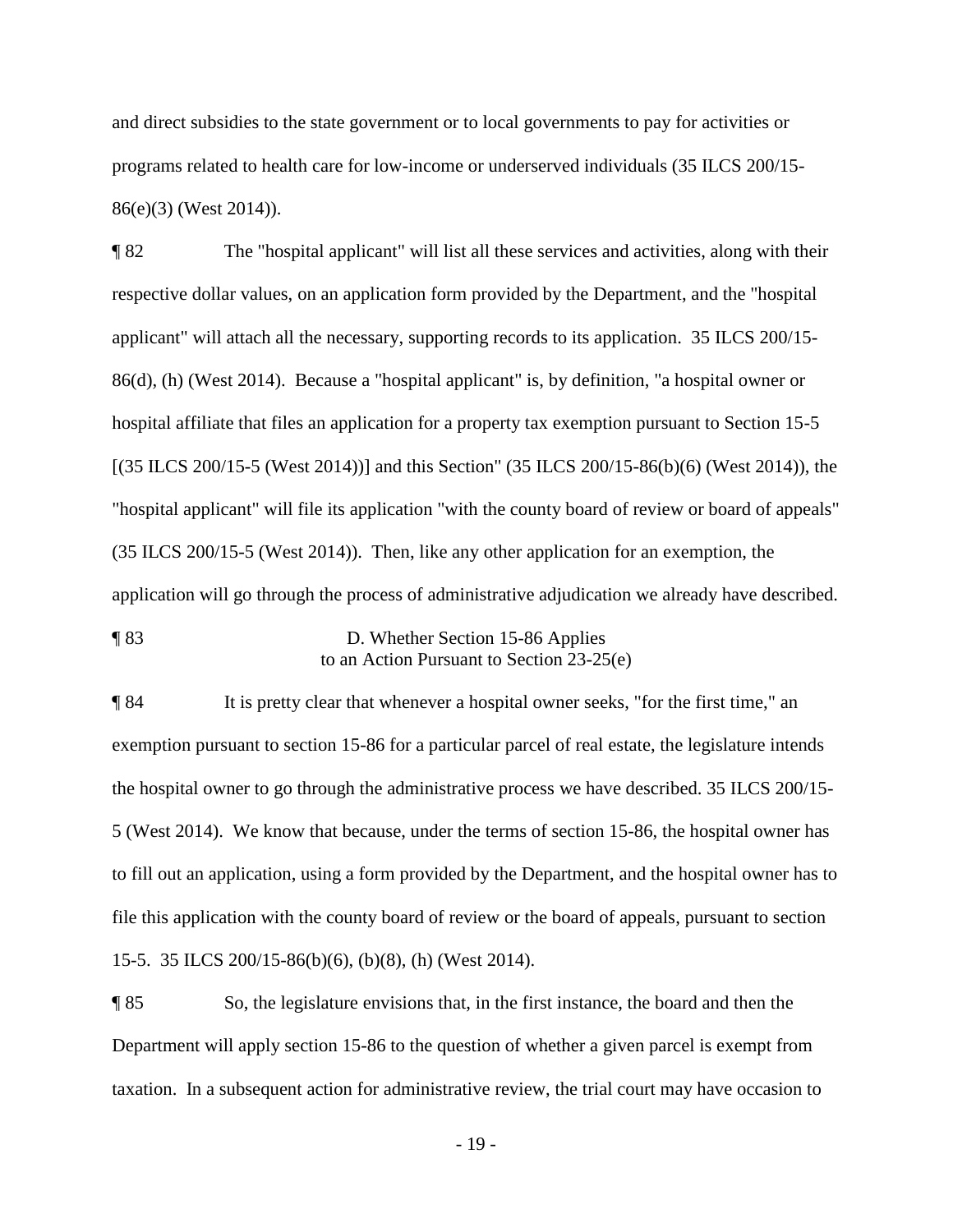and direct subsidies to the state government or to local governments to pay for activities or programs related to health care for low-income or underserved individuals (35 ILCS 200/15-86(e)(3) (West 2014)).

¶ 82 The "hospital applicant" will list all these services and activities, along with their respective dollar values, on an application form provided by the Department, and the "hospital applicant" will attach all the necessary, supporting records to its application. 35 ILCS 200/15-86(d), (h) (West 2014). Because a "hospital applicant" is, by definition, "a hospital owner or hospital affiliate that files an application for a property tax exemption pursuant to Section 15-5 [(35 ILCS 200/15-5 (West 2014))] and this Section" (35 ILCS 200/15-86(b)(6) (West 2014)), the "hospital applicant" will file its application "with the county board of review or board of appeals" (35 ILCS 200/15-5 (West 2014)). Then, like any other application for an exemption, the application will go through the process of administrative adjudication we already have described.

¶ 83 D. Whether Section 15-86 Applies to an Action Pursuant to Section 23-25(e)

¶ 84 It is pretty clear that whenever a hospital owner seeks, "for the first time," an exemption pursuant to section 15-86 for a particular parcel of real estate, the legislature intends the hospital owner to go through the administrative process we have described. 35 ILCS 200/15-5 (West 2014). We know that because, under the terms of section 15-86, the hospital owner has to fill out an application, using a form provided by the Department, and the hospital owner has to file this application with the county board of review or the board of appeals, pursuant to section 15-5. 35 ILCS 200/15-86(b)(6), (b)(8), (h) (West 2014).

¶ 85 So, the legislature envisions that, in the first instance, the board and then the Department will apply section 15-86 to the question of whether a given parcel is exempt from taxation. In a subsequent action for administrative review, the trial court may have occasion to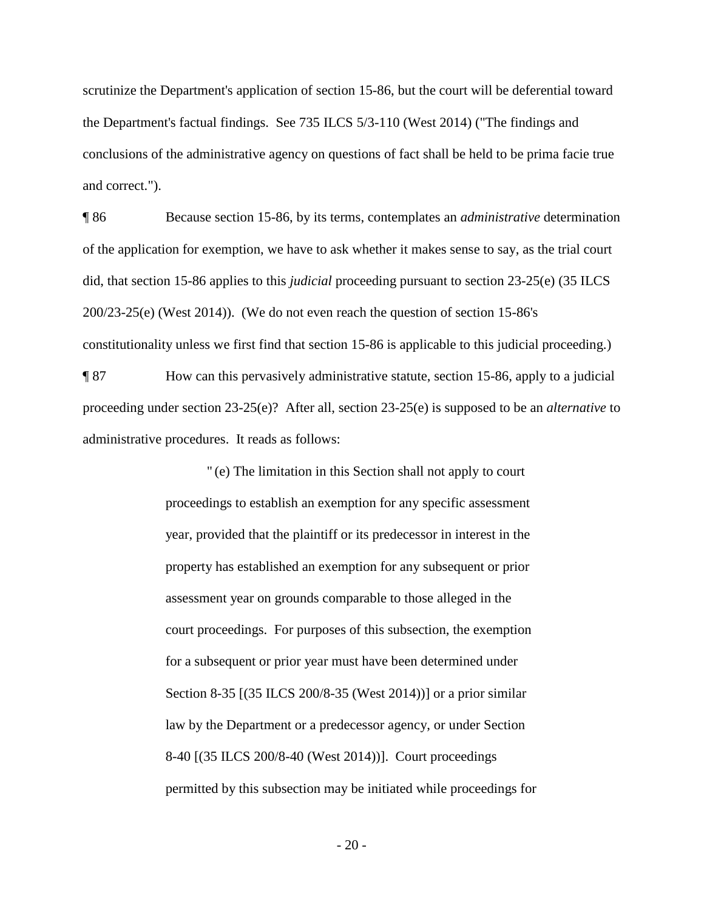scrutinize the Department's application of section 15-86, but the court will be deferential toward the Department's factual findings. See 735 ILCS 5/3-110 (West 2014) ("The findings and conclusions of the administrative agency on questions of fact shall be held to be prima facie true and correct.").

¶ 86 Because section 15-86, by its terms, contemplates an *administrative* determination of the application for exemption, we have to ask whether it makes sense to say, as the trial court did, that section 15-86 applies to this *judicial* proceeding pursuant to section 23-25(e) (35 ILCS 200/23-25(e) (West 2014)). (We do not even reach the question of section 15-86's constitutionality unless we first find that section 15-86 is applicable to this judicial proceeding.)

¶ 87 How can this pervasively administrative statute, section 15-86, apply to a judicial proceeding under section 23-25(e)? After all, section 23-25(e) is supposed to be an *alternative* to administrative procedures. It reads as follows:

> "(e) The limitation in this Section shall not apply to court proceedings to establish an exemption for any specific assessment year, provided that the plaintiff or its predecessor in interest in the property has established an exemption for any subsequent or prior assessment year on grounds comparable to those alleged in the court proceedings. For purposes of this subsection, the exemption for a subsequent or prior year must have been determined under Section 8-35 [(35 ILCS 200/8-35 (West 2014))] or a prior similar law by the Department or a predecessor agency, or under Section 8-40 [(35 ILCS 200/8-40 (West 2014))]. Court proceedings permitted by this subsection may be initiated while proceedings for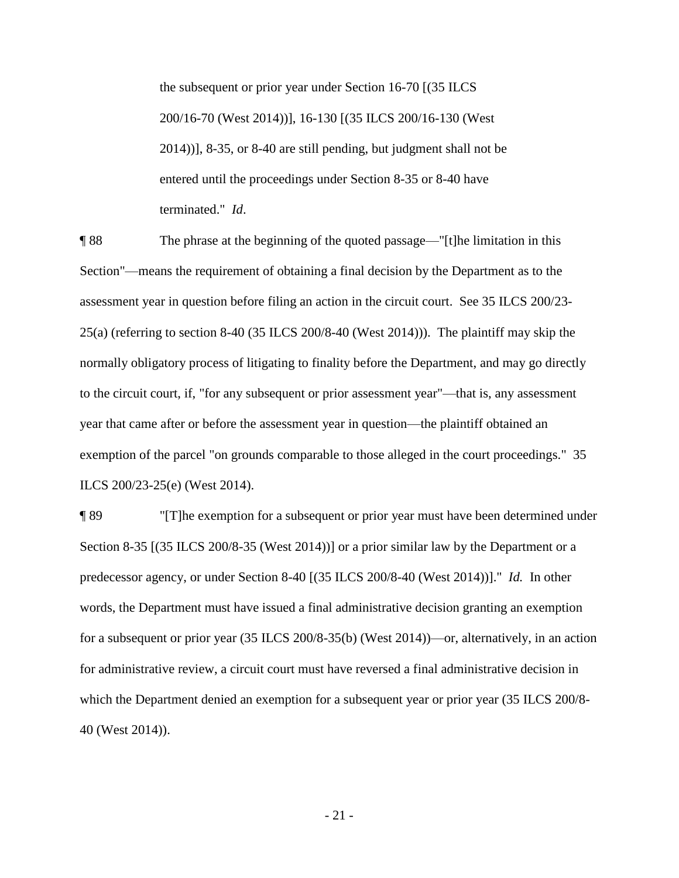> the subsequent or prior year under Section 16-70 [(35 ILCS 200/16-70 (West 2014))], 16-130 [(35 ILCS 200/16-130 (West 2014))], 8-35, or 8-40 are still pending, but judgment shall not be entered until the proceedings under Section 8-35 or 8-40 have terminated." *Id*.

¶ 88 The phrase at the beginning of the quoted passage—"[t]he limitation in this Section"—means the requirement of obtaining a final decision by the Department as to the assessment year in question before filing an action in the circuit court. See 35 ILCS 200/23-25(a) (referring to section 8-40 (35 ILCS 200/8-40 (West 2014))). The plaintiff may skip the normally obligatory process of litigating to finality before the Department, and may go directly to the circuit court, if, "for any subsequent or prior assessment year"—that is, any assessment year that came after or before the assessment year in question—the plaintiff obtained an exemption of the parcel "on grounds comparable to those alleged in the court proceedings." 35 ILCS 200/23-25(e) (West 2014).

¶ 89 "[T]he exemption for a subsequent or prior year must have been determined under Section 8-35 [(35 ILCS 200/8-35 (West 2014))] or a prior similar law by the Department or a predecessor agency, or under Section 8-40 [(35 ILCS 200/8-40 (West 2014))]." *Id.* In other words, the Department must have issued a final administrative decision granting an exemption for a subsequent or prior year (35 ILCS 200/8-35(b) (West 2014))—or, alternatively, in an action for administrative review, a circuit court must have reversed a final administrative decision in which the Department denied an exemption for a subsequent year or prior year (35 ILCS 200/8-40 (West 2014)).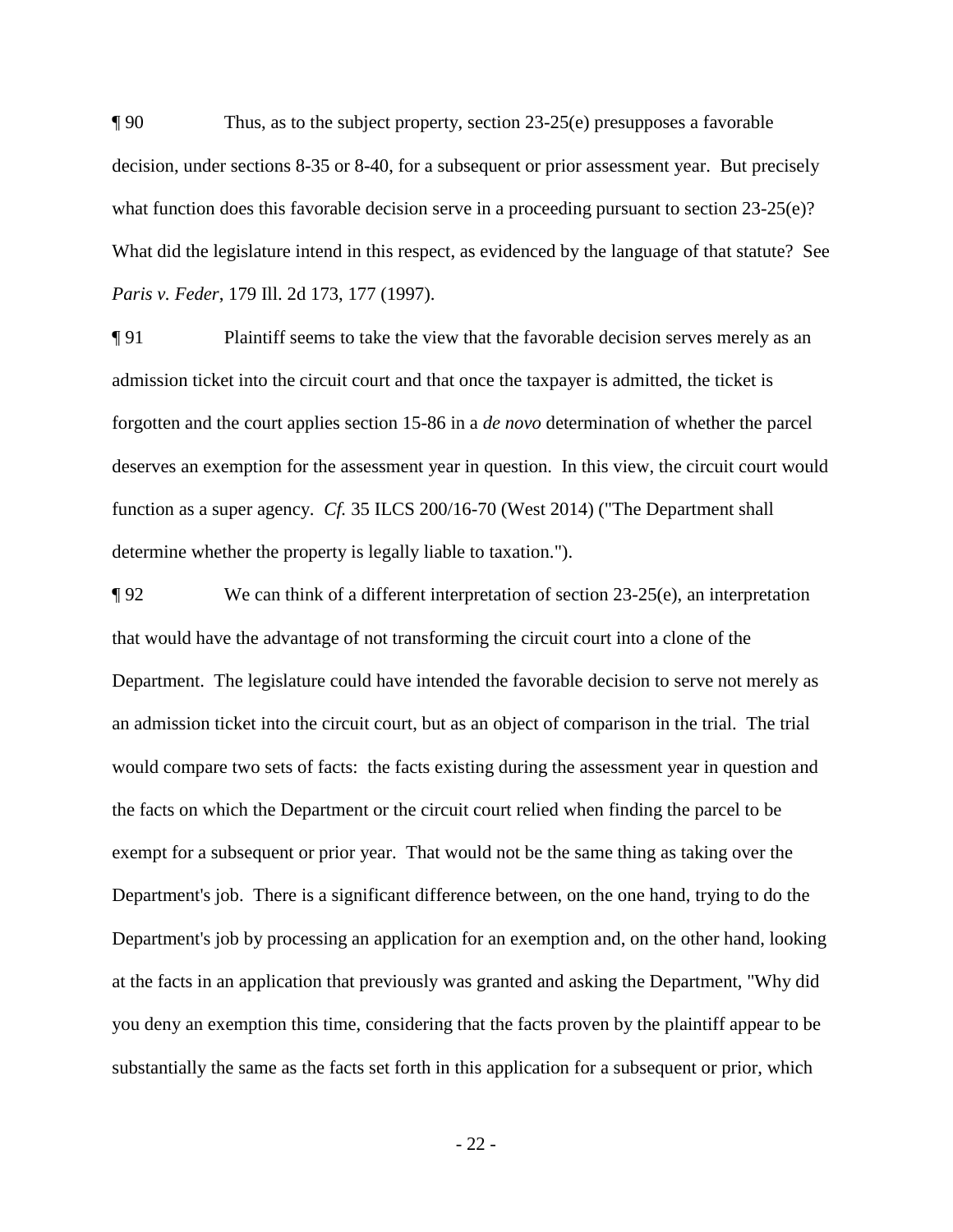¶ 90 Thus, as to the subject property, section 23-25(e) presupposes a favorable decision, under sections 8-35 or 8-40, for a subsequent or prior assessment year. But precisely what function does this favorable decision serve in a proceeding pursuant to section 23-25(e)? What did the legislature intend in this respect, as evidenced by the language of that statute? See *Paris v. Feder*, 179 Ill. 2d 173, 177 (1997).

¶ 91 Plaintiff seems to take the view that the favorable decision serves merely as an admission ticket into the circuit court and that once the taxpayer is admitted, the ticket is forgotten and the court applies section 15-86 in a *de novo* determination of whether the parcel deserves an exemption for the assessment year in question. In this view, the circuit court would function as a super agency. *Cf.* 35 ILCS 200/16-70 (West 2014) ("The Department shall determine whether the property is legally liable to taxation.").

¶ 92 We can think of a different interpretation of section 23-25(e), an interpretation that would have the advantage of not transforming the circuit court into a clone of the Department. The legislature could have intended the favorable decision to serve not merely as an admission ticket into the circuit court, but as an object of comparison in the trial. The trial would compare two sets of facts: the facts existing during the assessment year in question and the facts on which the Department or the circuit court relied when finding the parcel to be exempt for a subsequent or prior year. That would not be the same thing as taking over the Department's job. There is a significant difference between, on the one hand, trying to do the Department's job by processing an application for an exemption and, on the other hand, looking at the facts in an application that previously was granted and asking the Department, "Why did you deny an exemption this time, considering that the facts proven by the plaintiff appear to be substantially the same as the facts set forth in this application for a subsequent or prior, which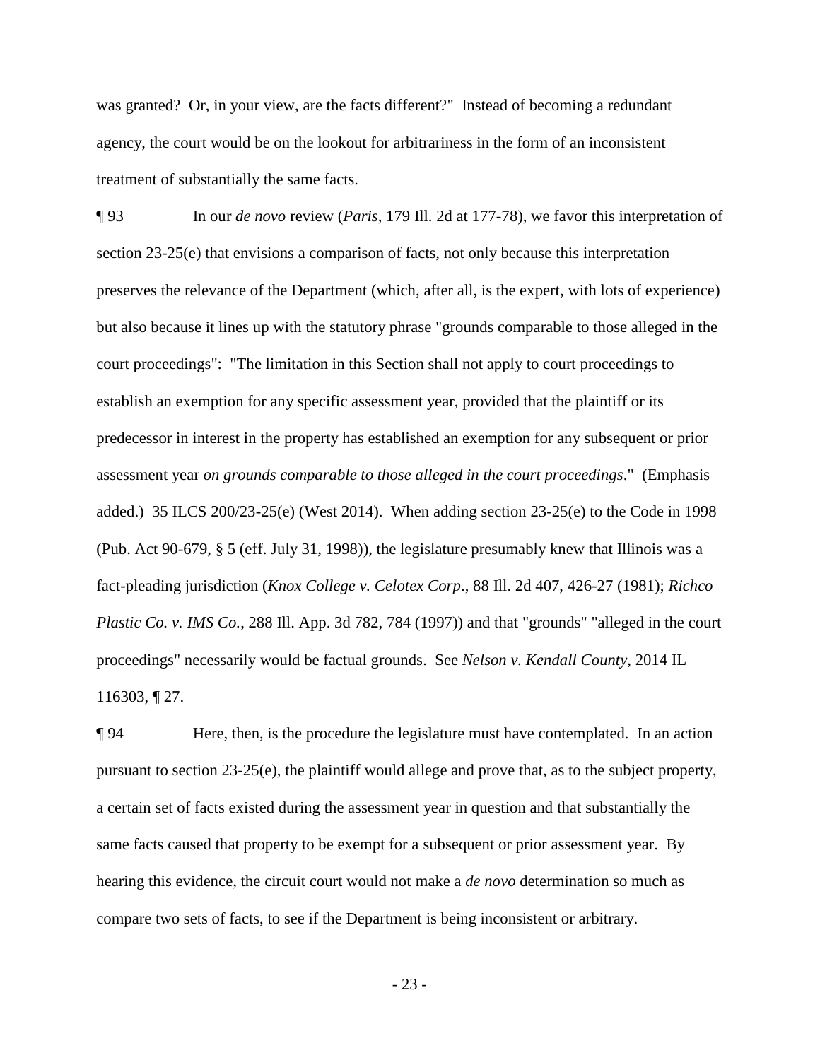was granted? Or, in your view, are the facts different?" Instead of becoming a redundant agency, the court would be on the lookout for arbitrariness in the form of an inconsistent treatment of substantially the same facts.

¶ 93 In our *de novo* review (*Paris*, 179 Ill. 2d at 177-78), we favor this interpretation of section 23-25(e) that envisions a comparison of facts, not only because this interpretation preserves the relevance of the Department (which, after all, is the expert, with lots of experience) but also because it lines up with the statutory phrase "grounds comparable to those alleged in the court proceedings": "The limitation in this Section shall not apply to court proceedings to establish an exemption for any specific assessment year, provided that the plaintiff or its predecessor in interest in the property has established an exemption for any subsequent or prior assessment year *on grounds comparable to those alleged in the court proceedings*." (Emphasis added.) 35 ILCS 200/23-25(e) (West 2014). When adding section 23-25(e) to the Code in 1998 (Pub. Act 90-679, § 5 (eff. July 31, 1998)), the legislature presumably knew that Illinois was a fact-pleading jurisdiction (*Knox College v. Celotex Corp*., 88 Ill. 2d 407, 426-27 (1981); *Richco Plastic Co. v. IMS Co.*, 288 Ill. App. 3d 782, 784 (1997)) and that "grounds" "alleged in the court proceedings" necessarily would be factual grounds. See *Nelson v. Kendall County*, 2014 IL 116303, ¶ 27.

¶ 94 Here, then, is the procedure the legislature must have contemplated. In an action pursuant to section 23-25(e), the plaintiff would allege and prove that, as to the subject property, a certain set of facts existed during the assessment year in question and that substantially the same facts caused that property to be exempt for a subsequent or prior assessment year. By hearing this evidence, the circuit court would not make a *de novo* determination so much as compare two sets of facts, to see if the Department is being inconsistent or arbitrary.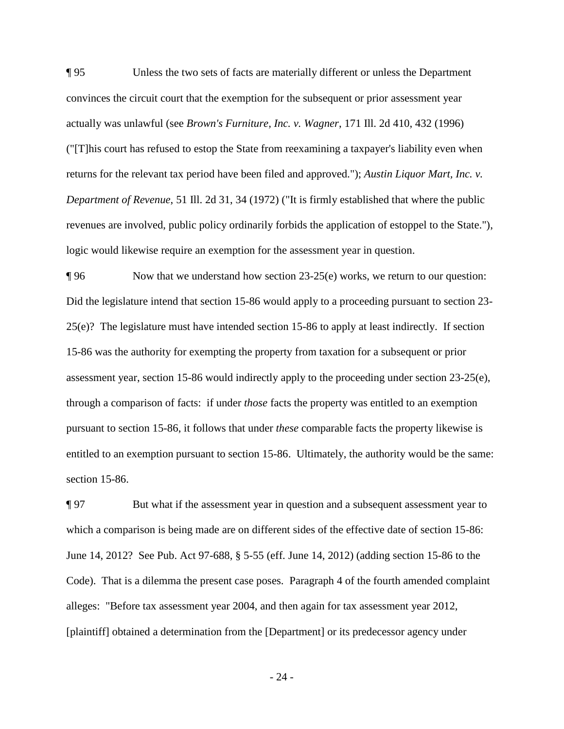¶ 95 Unless the two sets of facts are materially different or unless the Department convinces the circuit court that the exemption for the subsequent or prior assessment year actually was unlawful (see *Brown's Furniture, Inc. v. Wagner*, 171 Ill. 2d 410, 432 (1996) ("[T]his court has refused to estop the State from reexamining a taxpayer's liability even when returns for the relevant tax period have been filed and approved."); *Austin Liquor Mart, Inc. v. Department of Revenue*, 51 Ill. 2d 31, 34 (1972) ("It is firmly established that where the public revenues are involved, public policy ordinarily forbids the application of estoppel to the State."), logic would likewise require an exemption for the assessment year in question.

¶ 96 Now that we understand how section 23-25(e) works, we return to our question: Did the legislature intend that section 15-86 would apply to a proceeding pursuant to section 23-25(e)? The legislature must have intended section 15-86 to apply at least indirectly. If section 15-86 was the authority for exempting the property from taxation for a subsequent or prior assessment year, section 15-86 would indirectly apply to the proceeding under section 23-25(e), through a comparison of facts: if under *those* facts the property was entitled to an exemption pursuant to section 15-86, it follows that under *these* comparable facts the property likewise is entitled to an exemption pursuant to section 15-86. Ultimately, the authority would be the same: section 15-86.

¶ 97 But what if the assessment year in question and a subsequent assessment year to which a comparison is being made are on different sides of the effective date of section 15-86: June 14, 2012? See Pub. Act 97-688, § 5-55 (eff. June 14, 2012) (adding section 15-86 to the Code). That is a dilemma the present case poses. Paragraph 4 of the fourth amended complaint alleges: "Before tax assessment year 2004, and then again for tax assessment year 2012, [plaintiff] obtained a determination from the [Department] or its predecessor agency under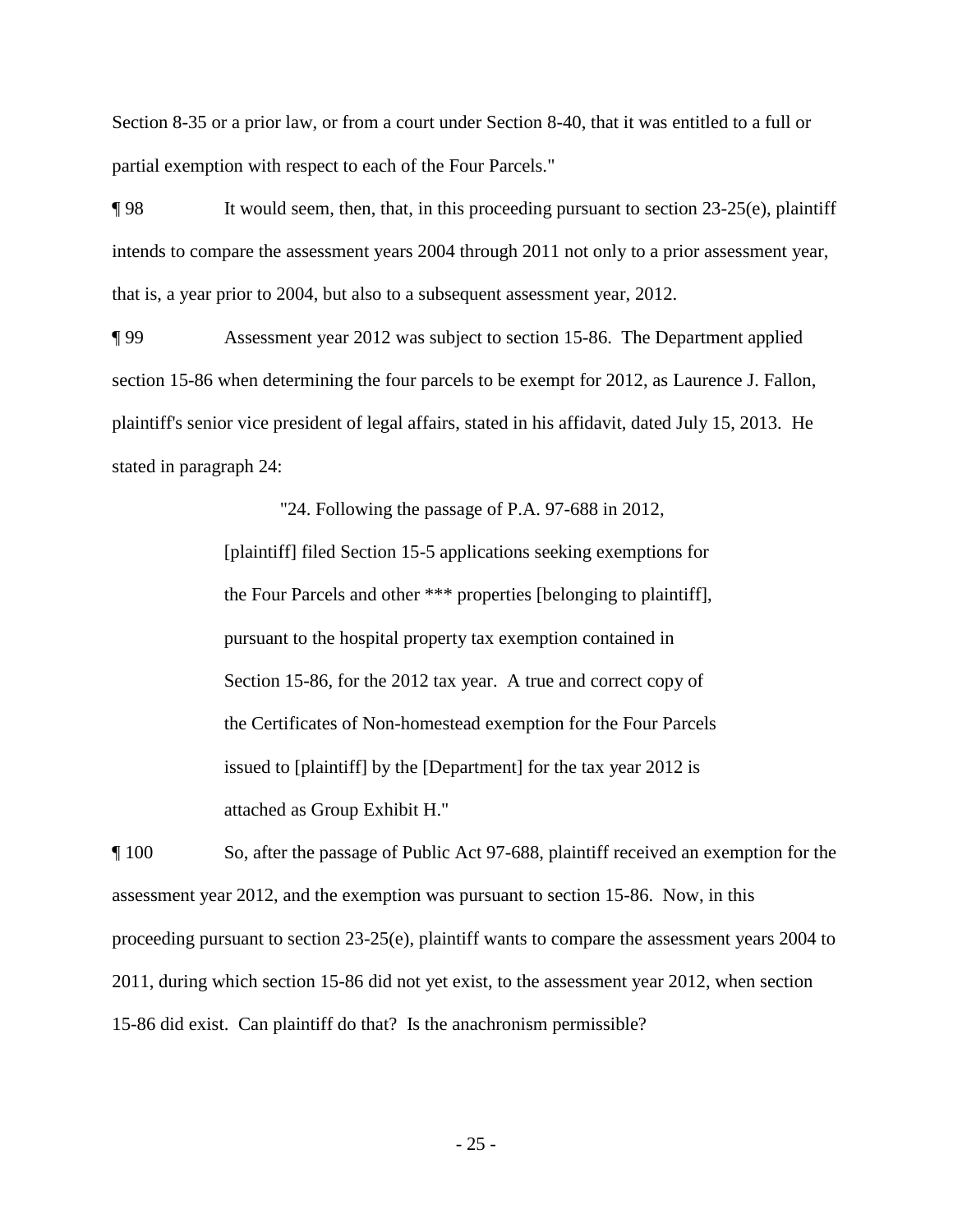Section 8-35 or a prior law, or from a court under Section 8-40, that it was entitled to a full or partial exemption with respect to each of the Four Parcels."

¶ 98 It would seem, then, that, in this proceeding pursuant to section 23-25(e), plaintiff intends to compare the assessment years 2004 through 2011 not only to a prior assessment year, that is, a year prior to 2004, but also to a subsequent assessment year, 2012.

¶ 99 Assessment year 2012 was subject to section 15-86. The Department applied section 15-86 when determining the four parcels to be exempt for 2012, as Laurence J. Fallon, plaintiff's senior vice president of legal affairs, stated in his affidavit, dated July 15, 2013. He stated in paragraph 24:

> "24. Following the passage of P.A. 97-688 in 2012, [plaintiff] filed Section 15-5 applications seeking exemptions for the Four Parcels and other *** properties [belonging to plaintiff], pursuant to the hospital property tax exemption contained in Section 15-86, for the 2012 tax year. A true and correct copy of the Certificates of Non-homestead exemption for the Four Parcels issued to [plaintiff] by the [Department] for the tax year 2012 is attached as Group Exhibit H."

¶ 100 So, after the passage of Public Act 97-688, plaintiff received an exemption for the assessment year 2012, and the exemption was pursuant to section 15-86. Now, in this proceeding pursuant to section 23-25(e), plaintiff wants to compare the assessment years 2004 to 2011, during which section 15-86 did not yet exist, to the assessment year 2012, when section 15-86 did exist. Can plaintiff do that? Is the anachronism permissible?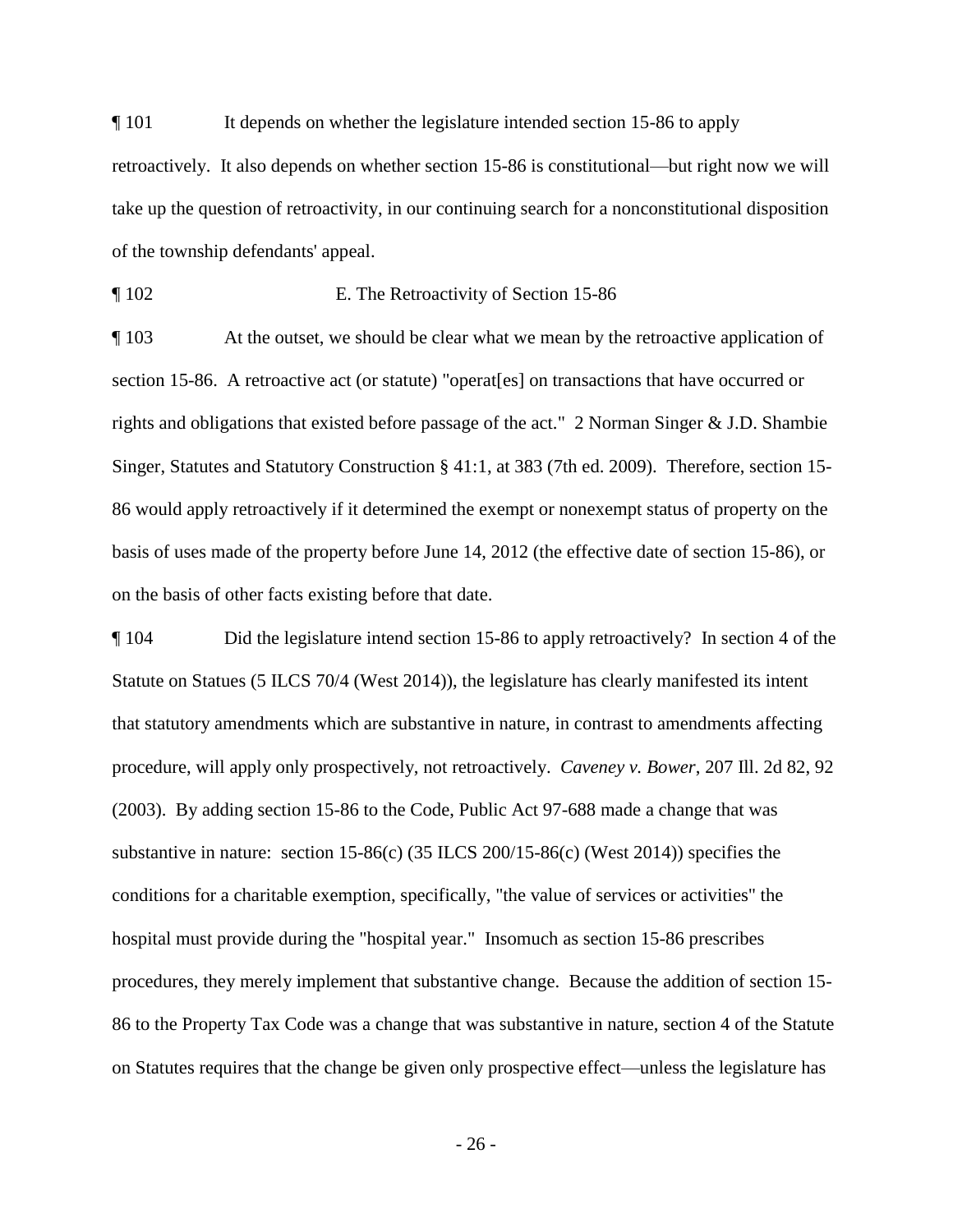¶ 101 It depends on whether the legislature intended section 15-86 to apply retroactively. It also depends on whether section 15-86 is constitutional—but right now we will take up the question of retroactivity, in our continuing search for a nonconstitutional disposition of the township defendants' appeal.

¶ 102 E. The Retroactivity of Section 15-86

¶ 103 At the outset, we should be clear what we mean by the retroactive application of section 15-86. A retroactive act (or statute) "operat[es] on transactions that have occurred or rights and obligations that existed before passage of the act." 2 Norman Singer & J.D. Shambie Singer, Statutes and Statutory Construction § 41:1, at 383 (7th ed. 2009). Therefore, section 15-86 would apply retroactively if it determined the exempt or nonexempt status of property on the basis of uses made of the property before June 14, 2012 (the effective date of section 15-86), or on the basis of other facts existing before that date.

¶ 104 Did the legislature intend section 15-86 to apply retroactively? In section 4 of the Statute on Statues (5 ILCS 70/4 (West 2014)), the legislature has clearly manifested its intent that statutory amendments which are substantive in nature, in contrast to amendments affecting procedure, will apply only prospectively, not retroactively. *Caveney v. Bower*, 207 Ill. 2d 82, 92 (2003). By adding section 15-86 to the Code, Public Act 97-688 made a change that was substantive in nature: section 15-86(c) (35 ILCS 200/15-86(c) (West 2014)) specifies the conditions for a charitable exemption, specifically, "the value of services or activities" the hospital must provide during the "hospital year." Insomuch as section 15-86 prescribes procedures, they merely implement that substantive change. Because the addition of section 15-86 to the Property Tax Code was a change that was substantive in nature, section 4 of the Statute on Statutes requires that the change be given only prospective effect—unless the legislature has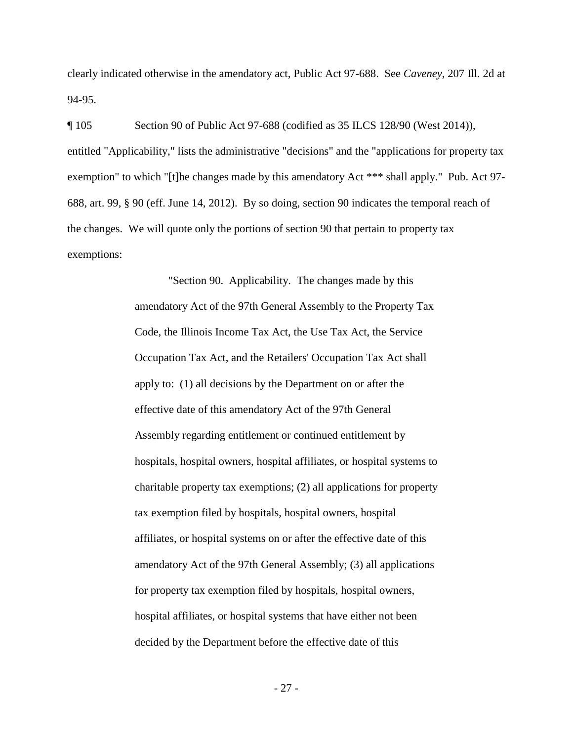clearly indicated otherwise in the amendatory act, Public Act 97-688. See *Caveney*, 207 Ill. 2d at 94-95.

¶ 105 Section 90 of Public Act 97-688 (codified as 35 ILCS 128/90 (West 2014)), entitled "Applicability," lists the administrative "decisions" and the "applications for property tax exemption" to which "[t]he changes made by this amendatory Act *** shall apply." Pub. Act 97-688, art. 99, § 90 (eff. June 14, 2012). By so doing, section 90 indicates the temporal reach of the changes. We will quote only the portions of section 90 that pertain to property tax exemptions:

> "Section 90. Applicability. The changes made by this amendatory Act of the 97th General Assembly to the Property Tax Code, the Illinois Income Tax Act, the Use Tax Act, the Service Occupation Tax Act, and the Retailers' Occupation Tax Act shall apply to: (1) all decisions by the Department on or after the effective date of this amendatory Act of the 97th General Assembly regarding entitlement or continued entitlement by hospitals, hospital owners, hospital affiliates, or hospital systems to charitable property tax exemptions; (2) all applications for property tax exemption filed by hospitals, hospital owners, hospital affiliates, or hospital systems on or after the effective date of this amendatory Act of the 97th General Assembly; (3) all applications for property tax exemption filed by hospitals, hospital owners, hospital affiliates, or hospital systems that have either not been decided by the Department before the effective date of this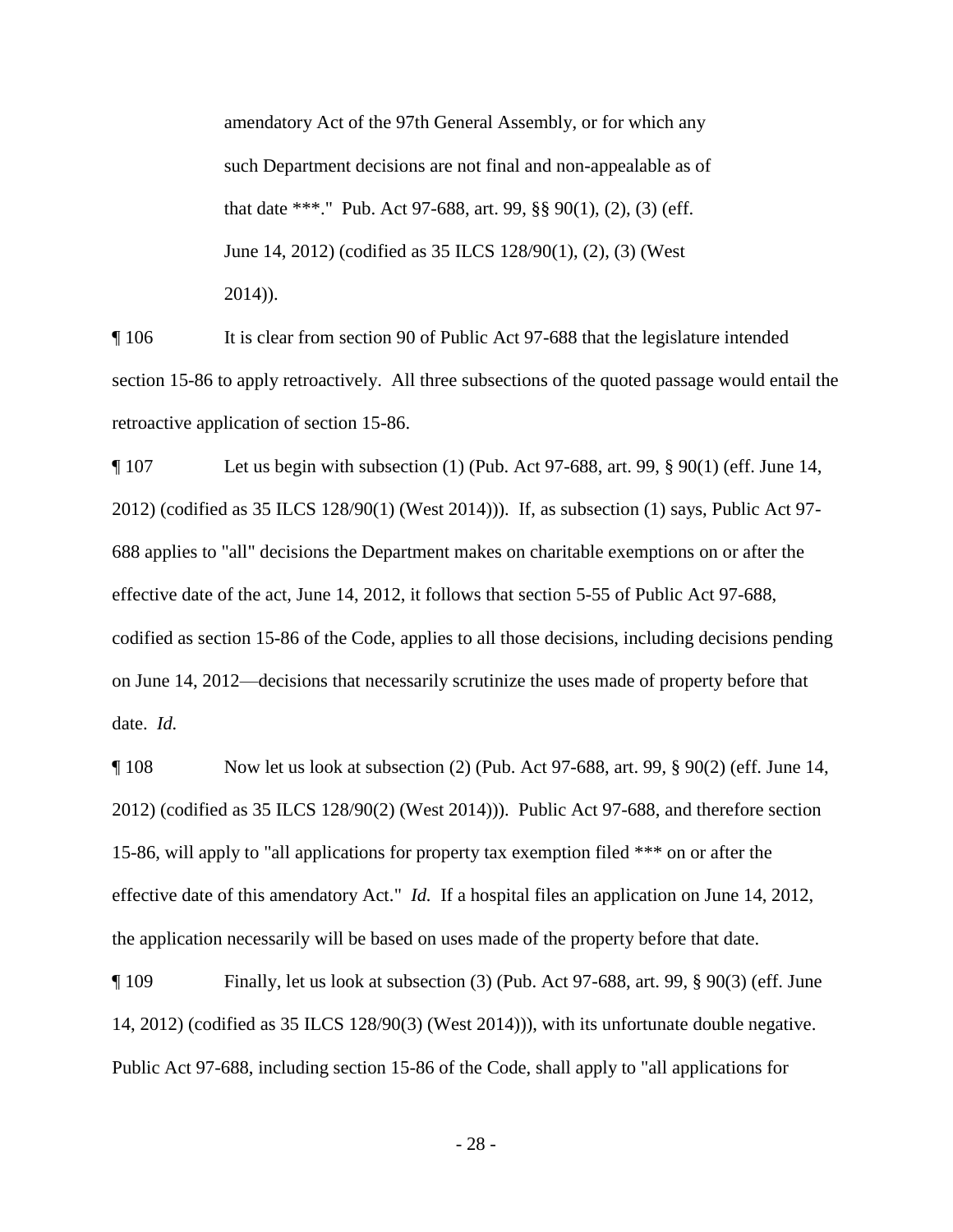> amendatory Act of the 97th General Assembly, or for which any such Department decisions are not final and non-appealable as of that date ***." Pub. Act 97-688, art. 99, §§ 90(1), (2), (3) (eff. June 14, 2012) (codified as 35 ILCS 128/90(1), (2), (3) (West 2014)).

¶ 106 It is clear from section 90 of Public Act 97-688 that the legislature intended section 15-86 to apply retroactively. All three subsections of the quoted passage would entail the retroactive application of section 15-86.

¶ 107 Let us begin with subsection (1) (Pub. Act 97-688, art. 99, § 90(1) (eff. June 14, 2012) (codified as 35 ILCS 128/90(1) (West 2014))). If, as subsection (1) says, Public Act 97-688 applies to "all" decisions the Department makes on charitable exemptions on or after the effective date of the act, June 14, 2012, it follows that section 5-55 of Public Act 97-688, codified as section 15-86 of the Code, applies to all those decisions, including decisions pending on June 14, 2012—decisions that necessarily scrutinize the uses made of property before that date. *Id.*

¶ 108 Now let us look at subsection (2) (Pub. Act 97-688, art. 99, § 90(2) (eff. June 14, 2012) (codified as 35 ILCS 128/90(2) (West 2014))). Public Act 97-688, and therefore section 15-86, will apply to "all applications for property tax exemption filed *** on or after the effective date of this amendatory Act." *Id.* If a hospital files an application on June 14, 2012, the application necessarily will be based on uses made of the property before that date.

¶ 109 Finally, let us look at subsection (3) (Pub. Act 97-688, art. 99, § 90(3) (eff. June 14, 2012) (codified as 35 ILCS 128/90(3) (West 2014))), with its unfortunate double negative. Public Act 97-688, including section 15-86 of the Code, shall apply to "all applications for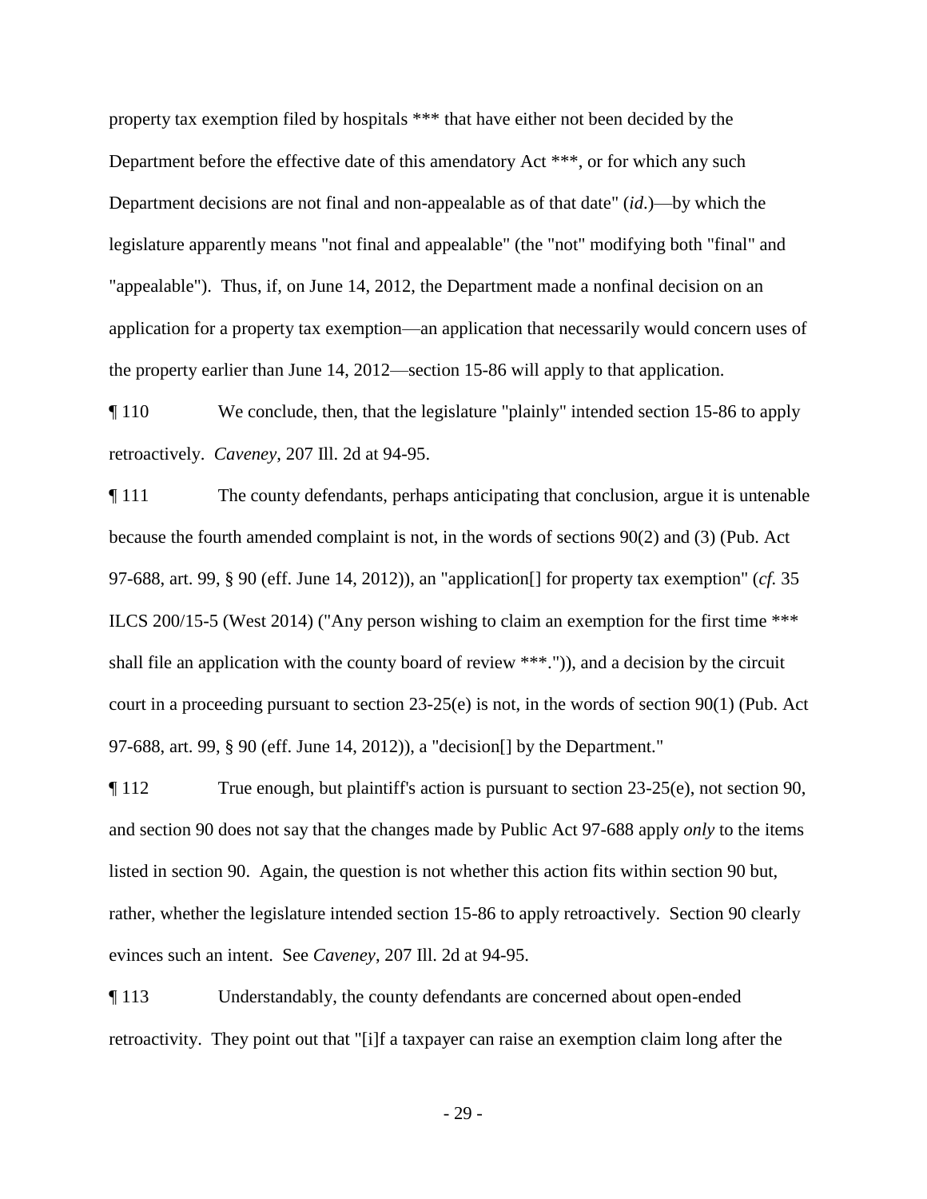property tax exemption filed by hospitals *** that have either not been decided by the Department before the effective date of this amendatory Act ***, or for which any such Department decisions are not final and non-appealable as of that date" (*id.*)—by which the legislature apparently means "not final and appealable" (the "not" modifying both "final" and "appealable"). Thus, if, on June 14, 2012, the Department made a nonfinal decision on an application for a property tax exemption—an application that necessarily would concern uses of the property earlier than June 14, 2012—section 15-86 will apply to that application.

¶ 110 We conclude, then, that the legislature "plainly" intended section 15-86 to apply retroactively. *Caveney*, 207 Ill. 2d at 94-95.

¶ 111 The county defendants, perhaps anticipating that conclusion, argue it is untenable because the fourth amended complaint is not, in the words of sections 90(2) and (3) (Pub. Act 97-688, art. 99, § 90 (eff. June 14, 2012)), an "application[] for property tax exemption" (*cf.* 35 ILCS 200/15-5 (West 2014) ("Any person wishing to claim an exemption for the first time *** shall file an application with the county board of review ***.")), and a decision by the circuit court in a proceeding pursuant to section 23-25(e) is not, in the words of section 90(1) (Pub. Act 97-688, art. 99, § 90 (eff. June 14, 2012)), a "decision[] by the Department."

¶ 112 True enough, but plaintiff's action is pursuant to section 23-25(e), not section 90, and section 90 does not say that the changes made by Public Act 97-688 apply *only* to the items listed in section 90. Again, the question is not whether this action fits within section 90 but, rather, whether the legislature intended section 15-86 to apply retroactively. Section 90 clearly evinces such an intent. See *Caveney*, 207 Ill. 2d at 94-95.

¶ 113 Understandably, the county defendants are concerned about open-ended retroactivity. They point out that "[i]f a taxpayer can raise an exemption claim long after the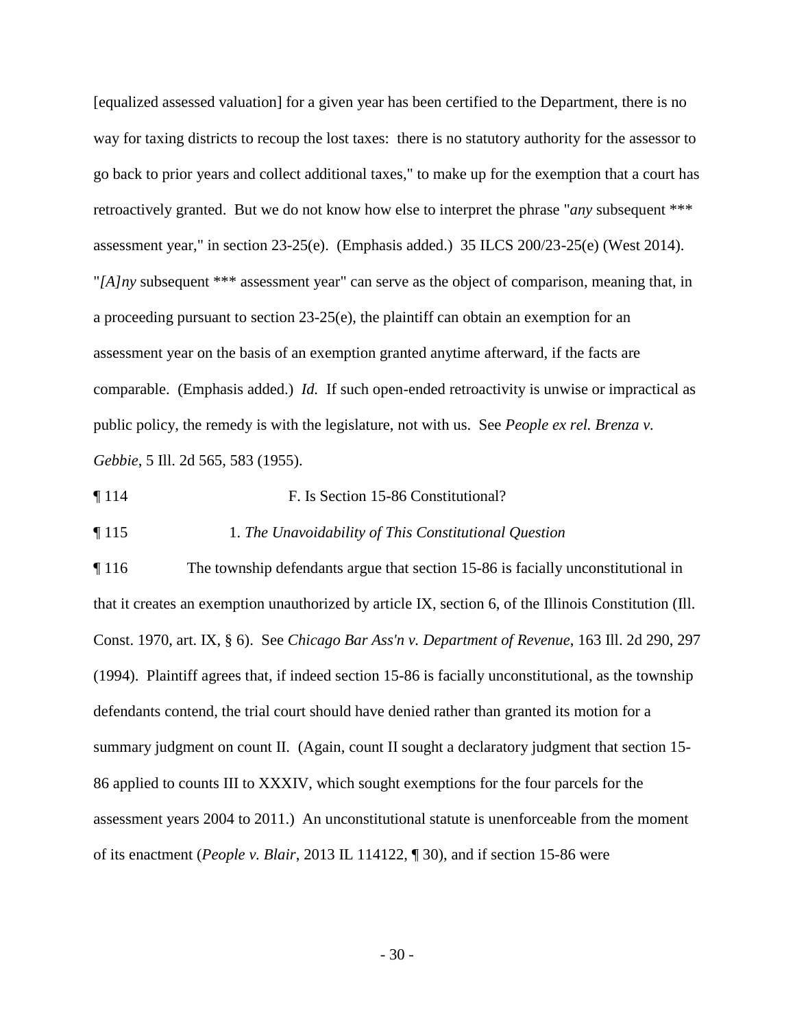[equalized assessed valuation] for a given year has been certified to the Department, there is no way for taxing districts to recoup the lost taxes: there is no statutory authority for the assessor to go back to prior years and collect additional taxes," to make up for the exemption that a court has retroactively granted. But we do not know how else to interpret the phrase "*any* subsequent *** assessment year," in section 23-25(e). (Emphasis added.) 35 ILCS 200/23-25(e) (West 2014). "*[A]ny* subsequent *** assessment year" can serve as the object of comparison, meaning that, in a proceeding pursuant to section 23-25(e), the plaintiff can obtain an exemption for an assessment year on the basis of an exemption granted anytime afterward, if the facts are comparable. (Emphasis added.) *Id.* If such open-ended retroactivity is unwise or impractical as public policy, the remedy is with the legislature, not with us. See *People ex rel. Brenza v. Gebbie*, 5 Ill. 2d 565, 583 (1955).

¶ 114 F. Is Section 15-86 Constitutional?

¶ 115 1. *The Unavoidability of This Constitutional Question*

¶ 116 The township defendants argue that section 15-86 is facially unconstitutional in that it creates an exemption unauthorized by article IX, section 6, of the Illinois Constitution (Ill. Const. 1970, art. IX, § 6). See *Chicago Bar Ass'n v. Department of Revenue*, 163 Ill. 2d 290, 297 (1994). Plaintiff agrees that, if indeed section 15-86 is facially unconstitutional, as the township defendants contend, the trial court should have denied rather than granted its motion for a summary judgment on count II. (Again, count II sought a declaratory judgment that section 15-86 applied to counts III to XXXIV, which sought exemptions for the four parcels for the assessment years 2004 to 2011.) An unconstitutional statute is unenforceable from the moment of its enactment (*People v. Blair*, 2013 IL 114122, ¶ 30), and if section 15-86 were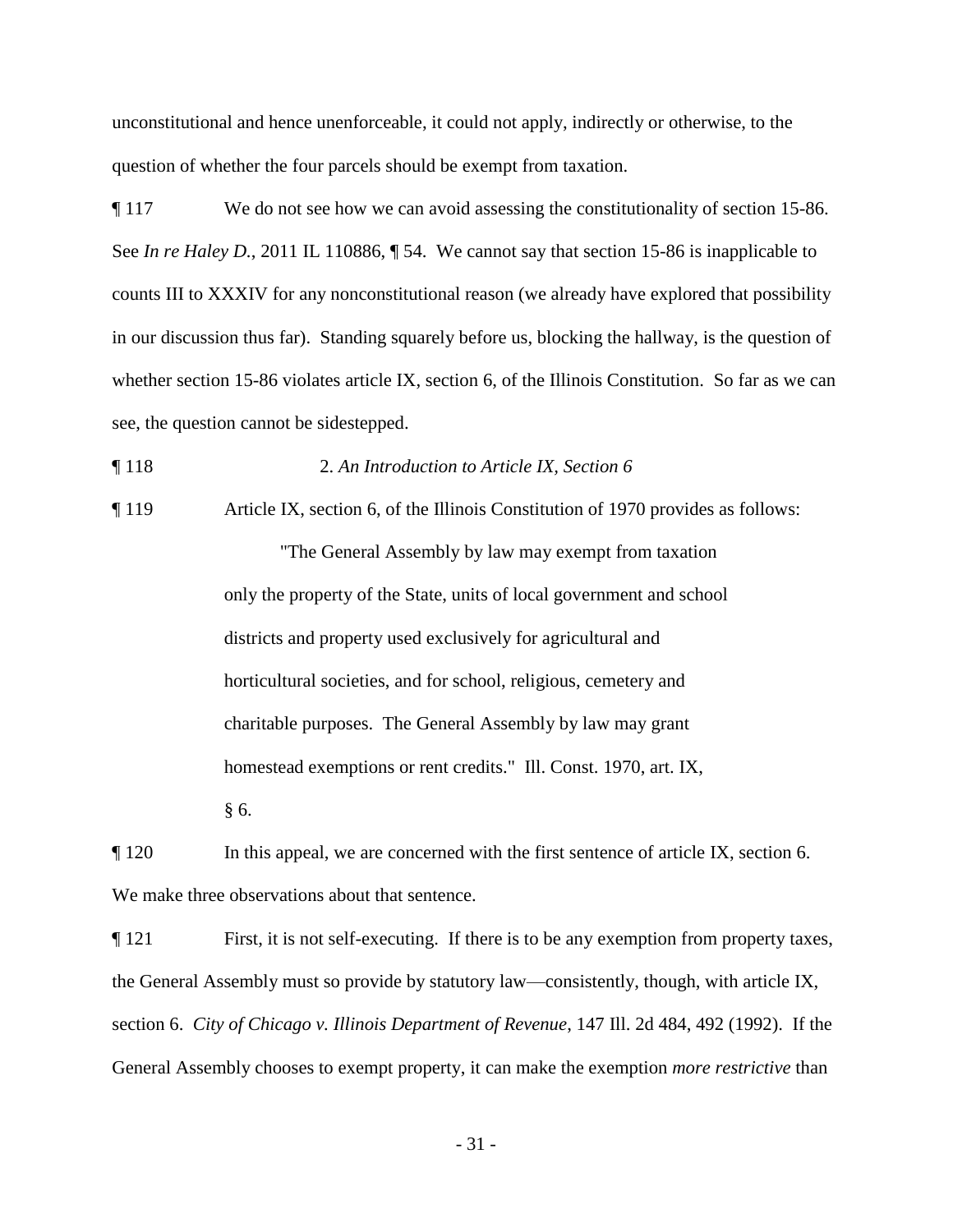unconstitutional and hence unenforceable, it could not apply, indirectly or otherwise, to the question of whether the four parcels should be exempt from taxation.

¶ 117 We do not see how we can avoid assessing the constitutionality of section 15-86. See *In re Haley D.*, 2011 IL 110886, ¶ 54. We cannot say that section 15-86 is inapplicable to counts III to XXXIV for any nonconstitutional reason (we already have explored that possibility in our discussion thus far). Standing squarely before us, blocking the hallway, is the question of whether section 15-86 violates article IX, section 6, of the Illinois Constitution. So far as we can see, the question cannot be sidestepped.

¶ 118 2. *An Introduction to Article IX, Section 6*

¶ 119 Article IX, section 6, of the Illinois Constitution of 1970 provides as follows:

> "The General Assembly by law may exempt from taxation only the property of the State, units of local government and school districts and property used exclusively for agricultural and horticultural societies, and for school, religious, cemetery and charitable purposes. The General Assembly by law may grant homestead exemptions or rent credits." Ill. Const. 1970, art. IX, § 6.

¶ 120 In this appeal, we are concerned with the first sentence of article IX, section 6. We make three observations about that sentence.

¶ 121 First, it is not self-executing. If there is to be any exemption from property taxes, the General Assembly must so provide by statutory law—consistently, though, with article IX, section 6. *City of Chicago v. Illinois Department of Revenue*, 147 Ill. 2d 484, 492 (1992). If the General Assembly chooses to exempt property, it can make the exemption *more restrictive* than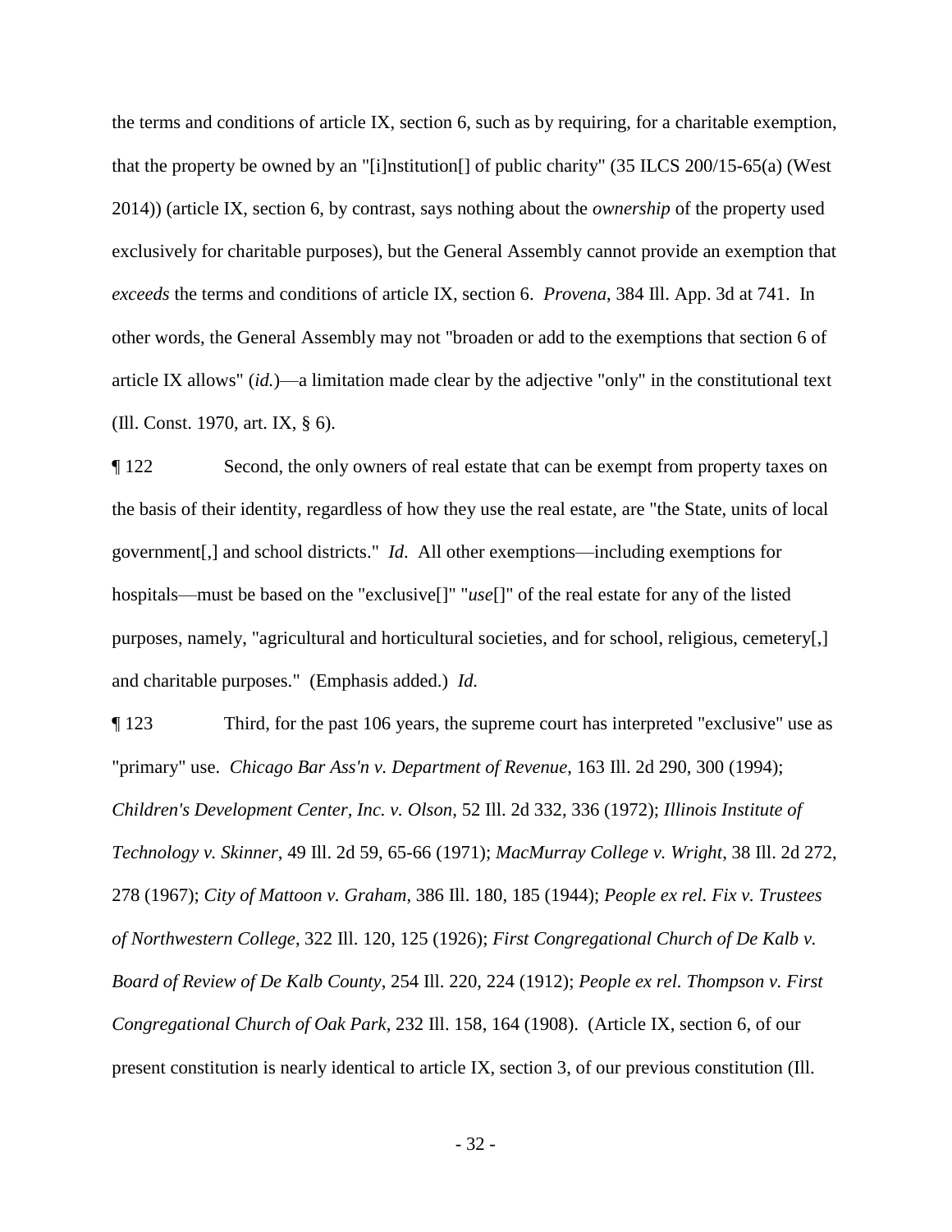the terms and conditions of article IX, section 6, such as by requiring, for a charitable exemption, that the property be owned by an "[i]nstitution[] of public charity" (35 ILCS 200/15-65(a) (West 2014)) (article IX, section 6, by contrast, says nothing about the *ownership* of the property used exclusively for charitable purposes), but the General Assembly cannot provide an exemption that *exceeds* the terms and conditions of article IX, section 6. *Provena*, 384 Ill. App. 3d at 741. In other words, the General Assembly may not "broaden or add to the exemptions that section 6 of article IX allows" (*id.*)—a limitation made clear by the adjective "only" in the constitutional text (Ill. Const. 1970, art. IX, § 6).

¶ 122 Second, the only owners of real estate that can be exempt from property taxes on the basis of their identity, regardless of how they use the real estate, are "the State, units of local government[,] and school districts." *Id.* All other exemptions—including exemptions for hospitals—must be based on the "exclusive[]" "*use*[]" of the real estate for any of the listed purposes, namely, "agricultural and horticultural societies, and for school, religious, cemetery[,] and charitable purposes." (Emphasis added.) *Id.*

¶ 123 Third, for the past 106 years, the supreme court has interpreted "exclusive" use as "primary" use. *Chicago Bar Ass'n v. Department of Revenue*, 163 Ill. 2d 290, 300 (1994); *Children's Development Center, Inc. v. Olson*, 52 Ill. 2d 332, 336 (1972); *Illinois Institute of Technology v. Skinner*, 49 Ill. 2d 59, 65-66 (1971); *MacMurray College v. Wright*, 38 Ill. 2d 272, 278 (1967); *City of Mattoon v. Graham*, 386 Ill. 180, 185 (1944); *People ex rel. Fix v. Trustees of Northwestern College*, 322 Ill. 120, 125 (1926); *First Congregational Church of De Kalb v. Board of Review of De Kalb County*, 254 Ill. 220, 224 (1912); *People ex rel. Thompson v. First Congregational Church of Oak Park*, 232 Ill. 158, 164 (1908). (Article IX, section 6, of our present constitution is nearly identical to article IX, section 3, of our previous constitution (Ill.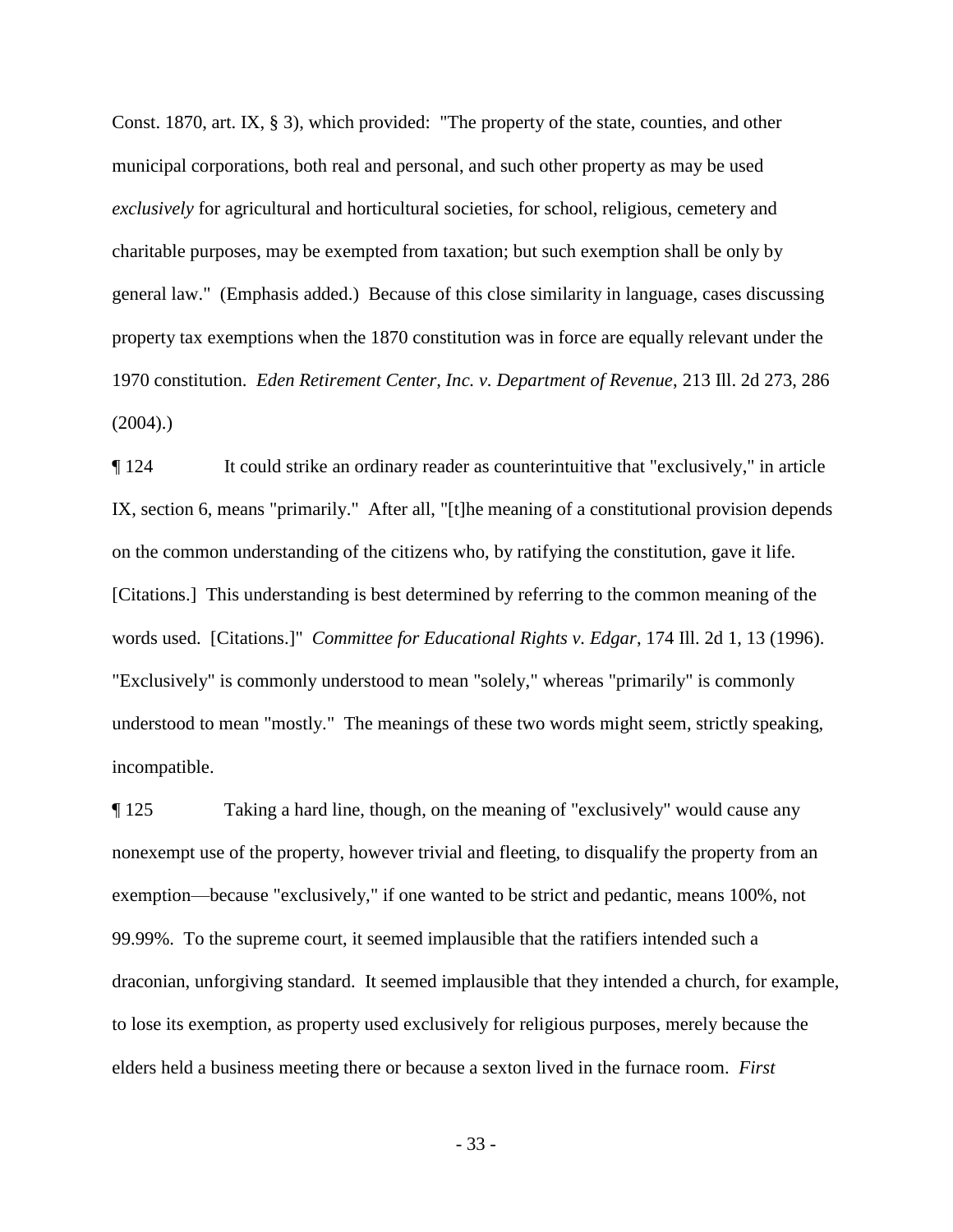Const. 1870, art. IX, § 3), which provided: "The property of the state, counties, and other municipal corporations, both real and personal, and such other property as may be used *exclusively* for agricultural and horticultural societies, for school, religious, cemetery and charitable purposes, may be exempted from taxation; but such exemption shall be only by general law." (Emphasis added.) Because of this close similarity in language, cases discussing property tax exemptions when the 1870 constitution was in force are equally relevant under the 1970 constitution. *Eden Retirement Center, Inc. v. Department of Revenue*, 213 Ill. 2d 273, 286 (2004).)

¶ 124 It could strike an ordinary reader as counterintuitive that "exclusively," in article IX, section 6, means "primarily." After all, "[t]he meaning of a constitutional provision depends on the common understanding of the citizens who, by ratifying the constitution, gave it life. [Citations.] This understanding is best determined by referring to the common meaning of the words used. [Citations.]" *Committee for Educational Rights v. Edgar*, 174 Ill. 2d 1, 13 (1996). "Exclusively" is commonly understood to mean "solely," whereas "primarily" is commonly understood to mean "mostly." The meanings of these two words might seem, strictly speaking, incompatible.

¶ 125 Taking a hard line, though, on the meaning of "exclusively" would cause any nonexempt use of the property, however trivial and fleeting, to disqualify the property from an exemption—because "exclusively," if one wanted to be strict and pedantic, means 100%, not 99.99%. To the supreme court, it seemed implausible that the ratifiers intended such a draconian, unforgiving standard. It seemed implausible that they intended a church, for example, to lose its exemption, as property used exclusively for religious purposes, merely because the elders held a business meeting there or because a sexton lived in the furnace room. *First*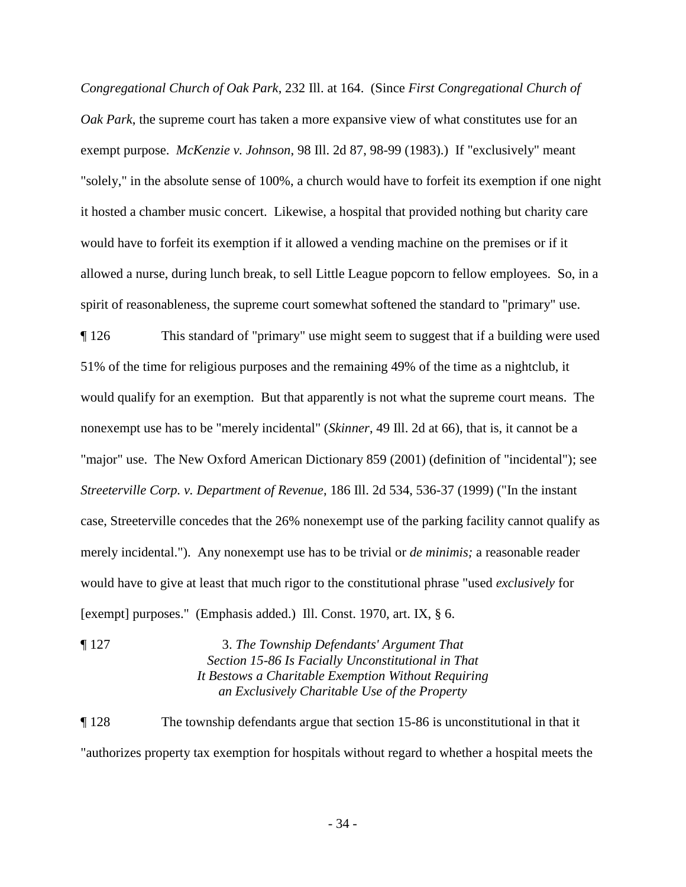*Congregational Church of Oak Park*, 232 Ill. at 164. (Since *First Congregational Church of Oak Park*, the supreme court has taken a more expansive view of what constitutes use for an exempt purpose. *McKenzie v. Johnson*, 98 Ill. 2d 87, 98-99 (1983).) If "exclusively" meant "solely," in the absolute sense of 100%, a church would have to forfeit its exemption if one night it hosted a chamber music concert. Likewise, a hospital that provided nothing but charity care would have to forfeit its exemption if it allowed a vending machine on the premises or if it allowed a nurse, during lunch break, to sell Little League popcorn to fellow employees. So, in a spirit of reasonableness, the supreme court somewhat softened the standard to "primary" use.

¶ 126 This standard of "primary" use might seem to suggest that if a building were used 51% of the time for religious purposes and the remaining 49% of the time as a nightclub, it would qualify for an exemption. But that apparently is not what the supreme court means. The nonexempt use has to be "merely incidental" (*Skinner*, 49 Ill. 2d at 66), that is, it cannot be a "major" use. The New Oxford American Dictionary 859 (2001) (definition of "incidental"); see *Streeterville Corp. v. Department of Revenue*, 186 Ill. 2d 534, 536-37 (1999) ("In the instant case, Streeterville concedes that the 26% nonexempt use of the parking facility cannot qualify as merely incidental."). Any nonexempt use has to be trivial or *de minimis;* a reasonable reader would have to give at least that much rigor to the constitutional phrase "used *exclusively* for [exempt] purposes." (Emphasis added.) Ill. Const. 1970, art. IX, § 6.

¶ 127 3. *The Township Defendants' Argument That Section 15-86 Is Facially Unconstitutional in That It Bestows a Charitable Exemption Without Requiring an Exclusively Charitable Use of the Property*

¶ 128 The township defendants argue that section 15-86 is unconstitutional in that it "authorizes property tax exemption for hospitals without regard to whether a hospital meets the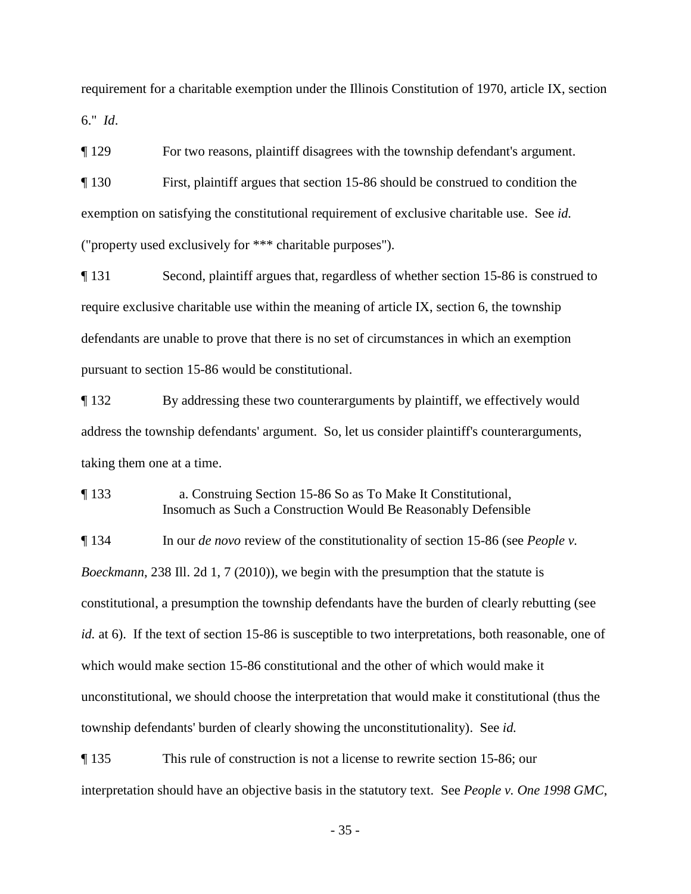requirement for a charitable exemption under the Illinois Constitution of 1970, article IX, section 6." *Id*.

¶ 129 For two reasons, plaintiff disagrees with the township defendant's argument.

¶ 130 First, plaintiff argues that section 15-86 should be construed to condition the exemption on satisfying the constitutional requirement of exclusive charitable use. See *id.* ("property used exclusively for *** charitable purposes").

¶ 131 Second, plaintiff argues that, regardless of whether section 15-86 is construed to require exclusive charitable use within the meaning of article IX, section 6, the township defendants are unable to prove that there is no set of circumstances in which an exemption pursuant to section 15-86 would be constitutional.

¶ 132 By addressing these two counterarguments by plaintiff, we effectively would address the township defendants' argument. So, let us consider plaintiff's counterarguments, taking them one at a time.

¶ 133 a. Construing Section 15-86 So as To Make It Constitutional, Insomuch as Such a Construction Would Be Reasonably Defensible

¶ 134 In our *de novo* review of the constitutionality of section 15-86 (see *People v. Boeckmann*, 238 Ill. 2d 1, 7 (2010)), we begin with the presumption that the statute is constitutional, a presumption the township defendants have the burden of clearly rebutting (see *id.* at 6). If the text of section 15-86 is susceptible to two interpretations, both reasonable, one of which would make section 15-86 constitutional and the other of which would make it unconstitutional, we should choose the interpretation that would make it constitutional (thus the township defendants' burden of clearly showing the unconstitutionality). See *id.*

¶ 135 This rule of construction is not a license to rewrite section 15-86; our interpretation should have an objective basis in the statutory text. See *People v. One 1998 GMC*,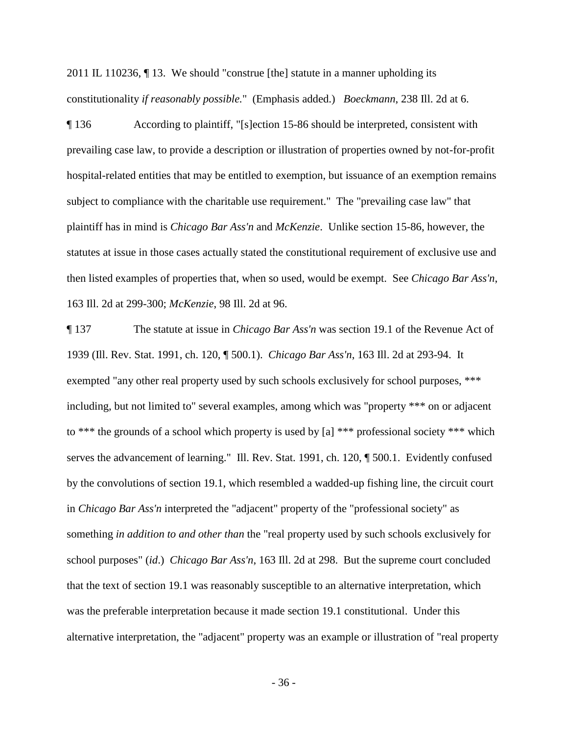2011 IL 110236, ¶ 13. We should "construe [the] statute in a manner upholding its constitutionality *if reasonably possible.*" (Emphasis added.) *Boeckmann*, 238 Ill. 2d at 6.

¶ 136 According to plaintiff, "[s]ection 15-86 should be interpreted, consistent with prevailing case law, to provide a description or illustration of properties owned by not-for-profit hospital-related entities that may be entitled to exemption, but issuance of an exemption remains subject to compliance with the charitable use requirement." The "prevailing case law" that plaintiff has in mind is *Chicago Bar Ass'n* and *McKenzie*. Unlike section 15-86, however, the statutes at issue in those cases actually stated the constitutional requirement of exclusive use and then listed examples of properties that, when so used, would be exempt. See *Chicago Bar Ass'n*, 163 Ill. 2d at 299-300; *McKenzie*, 98 Ill. 2d at 96.

¶ 137 The statute at issue in *Chicago Bar Ass'n* was section 19.1 of the Revenue Act of 1939 (Ill. Rev. Stat. 1991, ch. 120, ¶ 500.1). *Chicago Bar Ass'n*, 163 Ill. 2d at 293-94. It exempted "any other real property used by such schools exclusively for school purposes, *** including, but not limited to" several examples, among which was "property *** on or adjacent to *** the grounds of a school which property is used by [a] *** professional society *** which serves the advancement of learning." Ill. Rev. Stat. 1991, ch. 120, ¶ 500.1. Evidently confused by the convolutions of section 19.1, which resembled a wadded-up fishing line, the circuit court in *Chicago Bar Ass'n* interpreted the "adjacent" property of the "professional society" as something *in addition to and other than* the "real property used by such schools exclusively for school purposes" (*id*.) *Chicago Bar Ass'n*, 163 Ill. 2d at 298. But the supreme court concluded that the text of section 19.1 was reasonably susceptible to an alternative interpretation, which was the preferable interpretation because it made section 19.1 constitutional. Under this alternative interpretation, the "adjacent" property was an example or illustration of "real property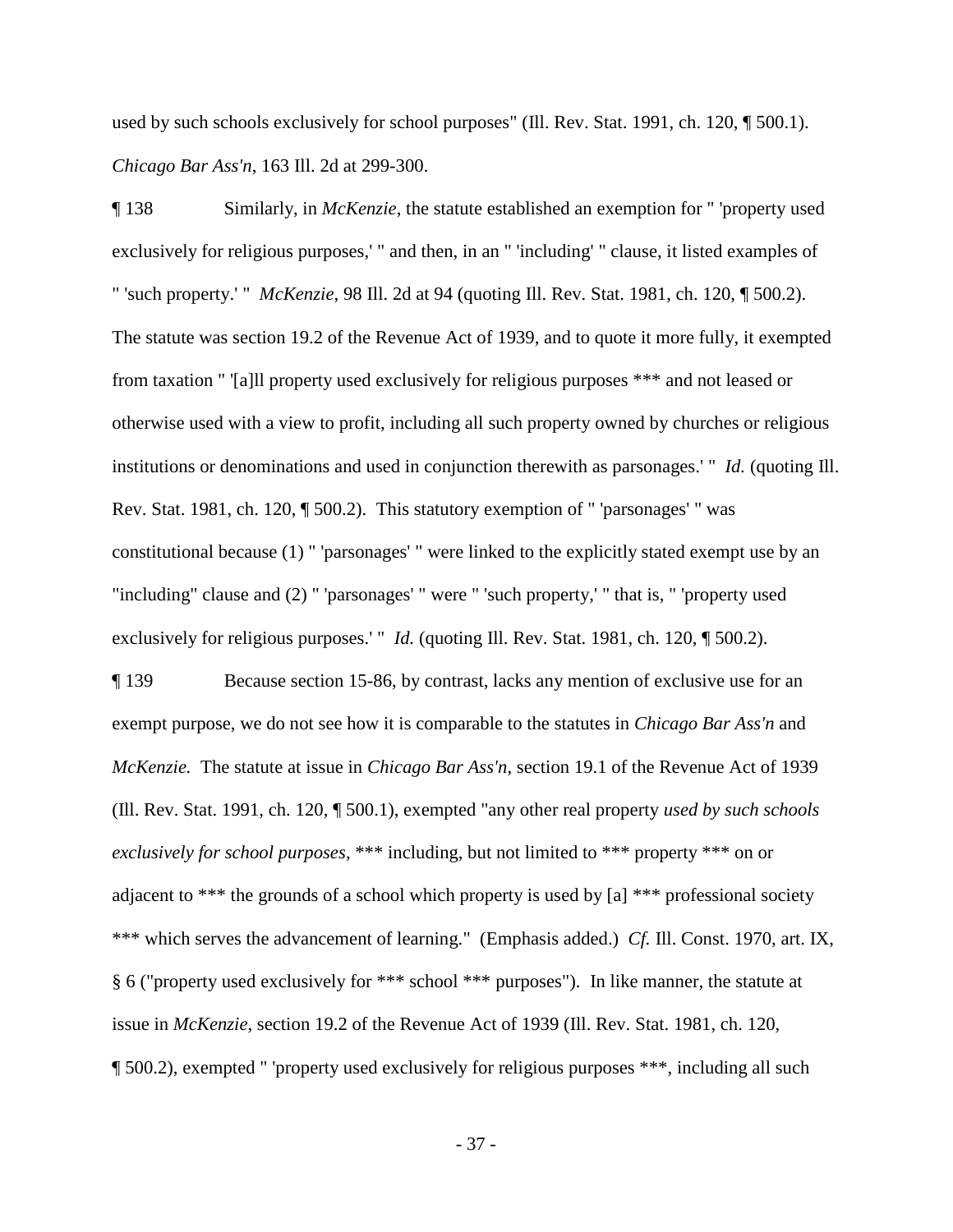used by such schools exclusively for school purposes" (Ill. Rev. Stat. 1991, ch. 120, ¶ 500.1). *Chicago Bar Ass'n*, 163 Ill. 2d at 299-300.

¶ 138 Similarly, in *McKenzie*, the statute established an exemption for " 'property used exclusively for religious purposes,' " and then, in an " 'including' " clause, it listed examples of " 'such property.' " *McKenzie*, 98 Ill. 2d at 94 (quoting Ill. Rev. Stat. 1981, ch. 120, ¶ 500.2). The statute was section 19.2 of the Revenue Act of 1939, and to quote it more fully, it exempted from taxation " '[a]ll property used exclusively for religious purposes *** and not leased or otherwise used with a view to profit, including all such property owned by churches or religious institutions or denominations and used in conjunction therewith as parsonages.' " *Id.* (quoting Ill. Rev. Stat. 1981, ch. 120, ¶ 500.2). This statutory exemption of " 'parsonages' " was constitutional because (1) " 'parsonages' " were linked to the explicitly stated exempt use by an "including" clause and (2) " 'parsonages' " were " 'such property,' " that is, " 'property used exclusively for religious purposes.' " *Id.* (quoting Ill. Rev. Stat. 1981, ch. 120, ¶ 500.2).

¶ 139 Because section 15-86, by contrast, lacks any mention of exclusive use for an exempt purpose, we do not see how it is comparable to the statutes in *Chicago Bar Ass'n* and *McKenzie.* The statute at issue in *Chicago Bar Ass'n*, section 19.1 of the Revenue Act of 1939 (Ill. Rev. Stat. 1991, ch. 120, ¶ 500.1), exempted "any other real property *used by such schools exclusively for school purposes*, *** including, but not limited to *** property *** on or adjacent to *** the grounds of a school which property is used by [a] *** professional society *** which serves the advancement of learning." (Emphasis added.) *Cf.* Ill. Const. 1970, art. IX, § 6 ("property used exclusively for *** school *** purposes"). In like manner, the statute at issue in *McKenzie*, section 19.2 of the Revenue Act of 1939 (Ill. Rev. Stat. 1981, ch. 120, ¶ 500.2), exempted " 'property used exclusively for religious purposes ***, including all such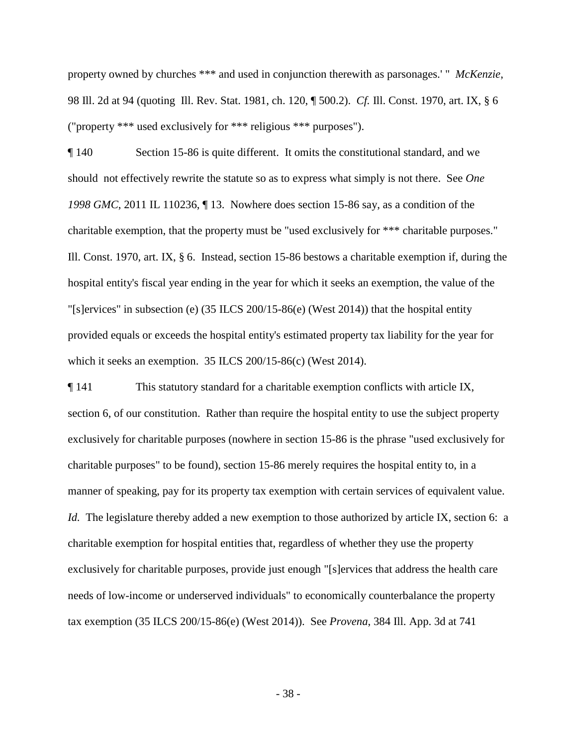property owned by churches *** and used in conjunction therewith as parsonages.' " *McKenzie*, 98 Ill. 2d at 94 (quoting Ill. Rev. Stat. 1981, ch. 120, ¶ 500.2). *Cf.* Ill. Const. 1970, art. IX, § 6 ("property *** used exclusively for *** religious *** purposes").

¶ 140 Section 15-86 is quite different. It omits the constitutional standard, and we should not effectively rewrite the statute so as to express what simply is not there. See *One 1998 GMC*, 2011 IL 110236, ¶ 13. Nowhere does section 15-86 say, as a condition of the charitable exemption, that the property must be "used exclusively for *** charitable purposes." Ill. Const. 1970, art. IX, § 6. Instead, section 15-86 bestows a charitable exemption if, during the hospital entity's fiscal year ending in the year for which it seeks an exemption, the value of the "[s]ervices" in subsection (e) (35 ILCS 200/15-86(e) (West 2014)) that the hospital entity provided equals or exceeds the hospital entity's estimated property tax liability for the year for which it seeks an exemption. 35 ILCS 200/15-86(c) (West 2014).

¶ 141 This statutory standard for a charitable exemption conflicts with article IX, section 6, of our constitution. Rather than require the hospital entity to use the subject property exclusively for charitable purposes (nowhere in section 15-86 is the phrase "used exclusively for charitable purposes" to be found), section 15-86 merely requires the hospital entity to, in a manner of speaking, pay for its property tax exemption with certain services of equivalent value. *Id.* The legislature thereby added a new exemption to those authorized by article IX, section 6: a charitable exemption for hospital entities that, regardless of whether they use the property exclusively for charitable purposes, provide just enough "[s]ervices that address the health care needs of low-income or underserved individuals" to economically counterbalance the property tax exemption (35 ILCS 200/15-86(e) (West 2014)). See *Provena*, 384 Ill. App. 3d at 741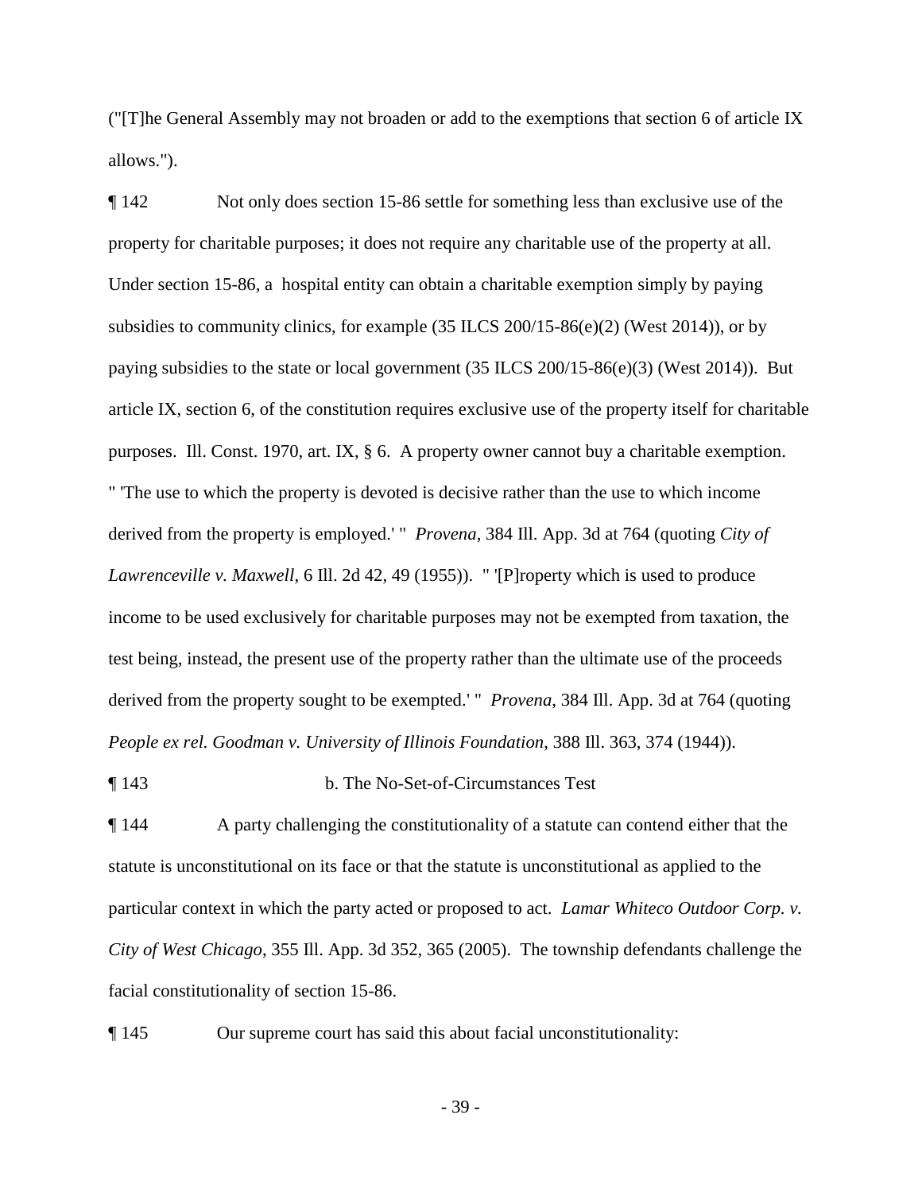("[T]he General Assembly may not broaden or add to the exemptions that section 6 of article IX allows.").

¶ 142 Not only does section 15-86 settle for something less than exclusive use of the property for charitable purposes; it does not require any charitable use of the property at all. Under section 15-86, a hospital entity can obtain a charitable exemption simply by paying subsidies to community clinics, for example (35 ILCS 200/15-86(e)(2) (West 2014)), or by paying subsidies to the state or local government (35 ILCS 200/15-86(e)(3) (West 2014)). But article IX, section 6, of the constitution requires exclusive use of the property itself for charitable purposes. Ill. Const. 1970, art. IX, § 6. A property owner cannot buy a charitable exemption. " 'The use to which the property is devoted is decisive rather than the use to which income derived from the property is employed.' " *Provena*, 384 Ill. App. 3d at 764 (quoting *City of Lawrenceville v. Maxwell*, 6 Ill. 2d 42, 49 (1955)). " '[P]roperty which is used to produce income to be used exclusively for charitable purposes may not be exempted from taxation, the test being, instead, the present use of the property rather than the ultimate use of the proceeds derived from the property sought to be exempted.' " *Provena*, 384 Ill. App. 3d at 764 (quoting *People ex rel. Goodman v. University of Illinois Foundation*, 388 Ill. 363, 374 (1944)).

¶ 143 b. The No-Set-of-Circumstances Test

¶ 144 A party challenging the constitutionality of a statute can contend either that the statute is unconstitutional on its face or that the statute is unconstitutional as applied to the particular context in which the party acted or proposed to act. *Lamar Whiteco Outdoor Corp. v. City of West Chicago*, 355 Ill. App. 3d 352, 365 (2005). The township defendants challenge the facial constitutionality of section 15-86.

¶ 145 Our supreme court has said this about facial unconstitutionality: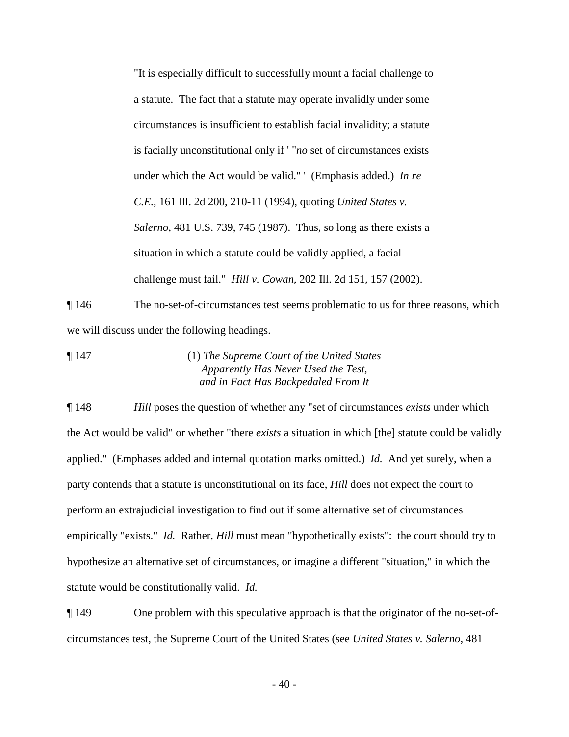> "It is especially difficult to successfully mount a facial challenge to a statute. The fact that a statute may operate invalidly under some circumstances is insufficient to establish facial invalidity; a statute is facially unconstitutional only if ' "*no* set of circumstances exists under which the Act would be valid." ' (Emphasis added.) *In re C.E.*, 161 Ill. 2d 200, 210-11 (1994), quoting *United States v. Salerno*, 481 U.S. 739, 745 (1987). Thus, so long as there exists a situation in which a statute could be validly applied, a facial challenge must fail." *Hill v. Cowan*, 202 Ill. 2d 151, 157 (2002).

¶ 146 The no-set-of-circumstances test seems problematic to us for three reasons, which we will discuss under the following headings.

¶ 147 (1) *The Supreme Court of the United States Apparently Has Never Used the Test, and in Fact Has Backpedaled From It*

¶ 148 *Hill* poses the question of whether any "set of circumstances *exists* under which the Act would be valid" or whether "there *exists* a situation in which [the] statute could be validly applied." (Emphases added and internal quotation marks omitted.) *Id.* And yet surely, when a party contends that a statute is unconstitutional on its face, *Hill* does not expect the court to perform an extrajudicial investigation to find out if some alternative set of circumstances empirically "exists." *Id.* Rather, *Hill* must mean "hypothetically exists": the court should try to hypothesize an alternative set of circumstances, or imagine a different "situation," in which the statute would be constitutionally valid. *Id.*

¶ 149 One problem with this speculative approach is that the originator of the no-set-of-circumstances test, the Supreme Court of the United States (see *United States v. Salerno*, 481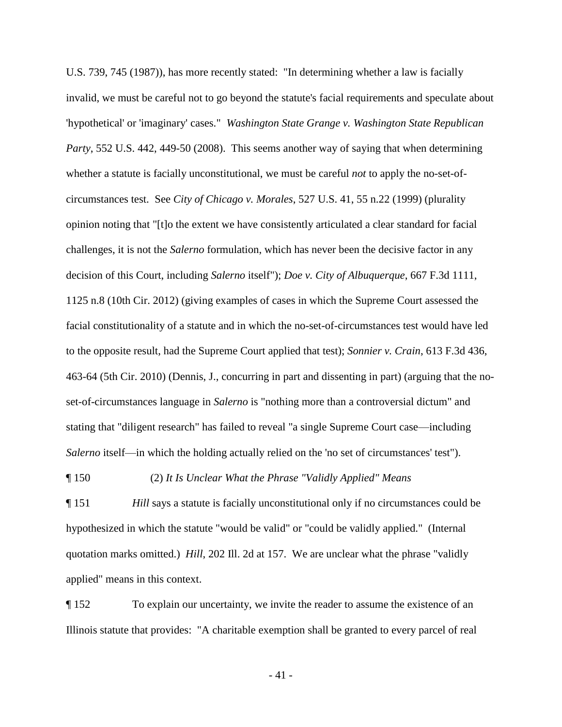U.S. 739, 745 (1987)), has more recently stated: "In determining whether a law is facially invalid, we must be careful not to go beyond the statute's facial requirements and speculate about 'hypothetical' or 'imaginary' cases." *Washington State Grange v. Washington State Republican Party*, 552 U.S. 442, 449-50 (2008). This seems another way of saying that when determining whether a statute is facially unconstitutional, we must be careful *not* to apply the no-set-of-circumstances test. See *City of Chicago v. Morales*, 527 U.S. 41, 55 n.22 (1999) (plurality opinion noting that "[t]o the extent we have consistently articulated a clear standard for facial challenges, it is not the *Salerno* formulation, which has never been the decisive factor in any decision of this Court, including *Salerno* itself"); *Doe v. City of Albuquerque*, 667 F.3d 1111, 1125 n.8 (10th Cir. 2012) (giving examples of cases in which the Supreme Court assessed the facial constitutionality of a statute and in which the no-set-of-circumstances test would have led to the opposite result, had the Supreme Court applied that test); *Sonnier v. Crain*, 613 F.3d 436, 463-64 (5th Cir. 2010) (Dennis, J., concurring in part and dissenting in part) (arguing that the no-set-of-circumstances language in *Salerno* is "nothing more than a controversial dictum" and stating that "diligent research" has failed to reveal "a single Supreme Court case—including *Salerno* itself—in which the holding actually relied on the 'no set of circumstances' test").

¶ 150 (2) *It Is Unclear What the Phrase "Validly Applied" Means*

¶ 151 *Hill* says a statute is facially unconstitutional only if no circumstances could be hypothesized in which the statute "would be valid" or "could be validly applied." (Internal quotation marks omitted.) *Hill*, 202 Ill. 2d at 157. We are unclear what the phrase "validly applied" means in this context.

¶ 152 To explain our uncertainty, we invite the reader to assume the existence of an Illinois statute that provides: "A charitable exemption shall be granted to every parcel of real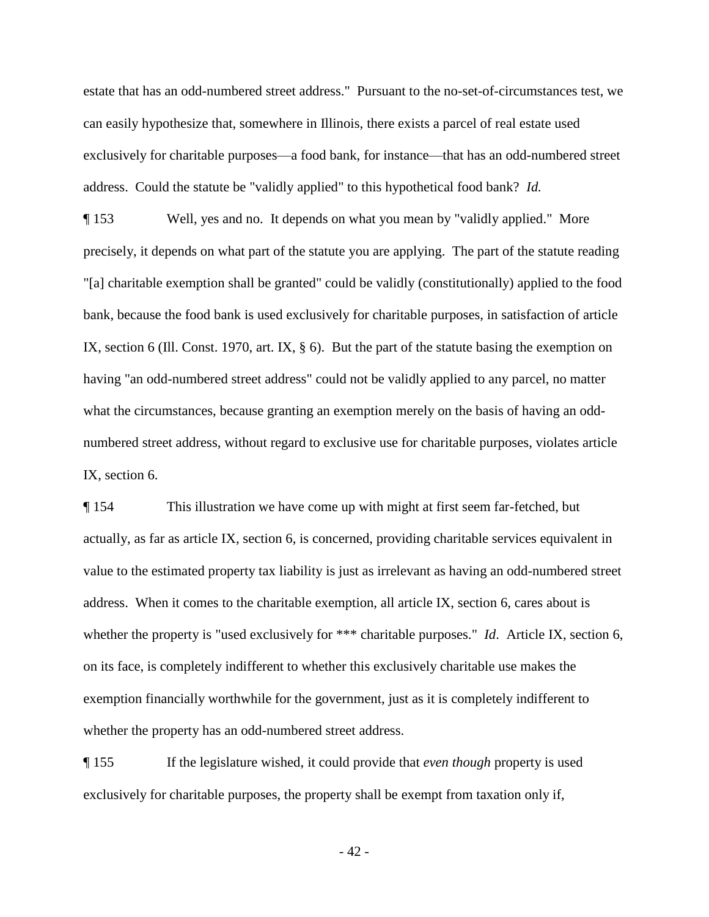estate that has an odd-numbered street address." Pursuant to the no-set-of-circumstances test, we can easily hypothesize that, somewhere in Illinois, there exists a parcel of real estate used exclusively for charitable purposes—a food bank, for instance—that has an odd-numbered street address. Could the statute be "validly applied" to this hypothetical food bank? *Id.*

¶ 153 Well, yes and no. It depends on what you mean by "validly applied." More precisely, it depends on what part of the statute you are applying. The part of the statute reading "[a] charitable exemption shall be granted" could be validly (constitutionally) applied to the food bank, because the food bank is used exclusively for charitable purposes, in satisfaction of article IX, section 6 (Ill. Const. 1970, art. IX, § 6). But the part of the statute basing the exemption on having "an odd-numbered street address" could not be validly applied to any parcel, no matter what the circumstances, because granting an exemption merely on the basis of having an odd-numbered street address, without regard to exclusive use for charitable purposes, violates article IX, section 6.

¶ 154 This illustration we have come up with might at first seem far-fetched, but actually, as far as article IX, section 6, is concerned, providing charitable services equivalent in value to the estimated property tax liability is just as irrelevant as having an odd-numbered street address. When it comes to the charitable exemption, all article IX, section 6, cares about is whether the property is "used exclusively for *** charitable purposes." *Id*. Article IX, section 6, on its face, is completely indifferent to whether this exclusively charitable use makes the exemption financially worthwhile for the government, just as it is completely indifferent to whether the property has an odd-numbered street address.

¶ 155 If the legislature wished, it could provide that *even though* property is used exclusively for charitable purposes, the property shall be exempt from taxation only if,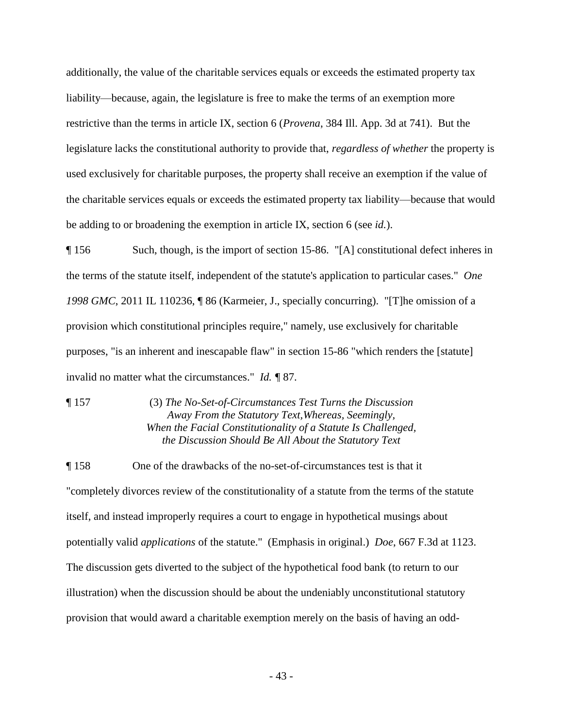additionally, the value of the charitable services equals or exceeds the estimated property tax liability—because, again, the legislature is free to make the terms of an exemption more restrictive than the terms in article IX, section 6 (*Provena*, 384 Ill. App. 3d at 741). But the legislature lacks the constitutional authority to provide that, *regardless of whether* the property is used exclusively for charitable purposes, the property shall receive an exemption if the value of the charitable services equals or exceeds the estimated property tax liability—because that would be adding to or broadening the exemption in article IX, section 6 (see *id.*).

¶ 156 Such, though, is the import of section 15-86. "[A] constitutional defect inheres in the terms of the statute itself, independent of the statute's application to particular cases." *One 1998 GMC*, 2011 IL 110236, ¶ 86 (Karmeier, J., specially concurring). "[T]he omission of a provision which constitutional principles require," namely, use exclusively for charitable purposes, "is an inherent and inescapable flaw" in section 15-86 "which renders the [statute] invalid no matter what the circumstances." *Id.* ¶ 87.

¶ 157 (3) *The No-Set-of-Circumstances Test Turns the Discussion Away From the Statutory Text,Whereas, Seemingly, When the Facial Constitutionality of a Statute Is Challenged, the Discussion Should Be All About the Statutory Text*

¶ 158 One of the drawbacks of the no-set-of-circumstances test is that it "completely divorces review of the constitutionality of a statute from the terms of the statute itself, and instead improperly requires a court to engage in hypothetical musings about potentially valid *applications* of the statute." (Emphasis in original.) *Doe*, 667 F.3d at 1123. The discussion gets diverted to the subject of the hypothetical food bank (to return to our illustration) when the discussion should be about the undeniably unconstitutional statutory provision that would award a charitable exemption merely on the basis of having an odd-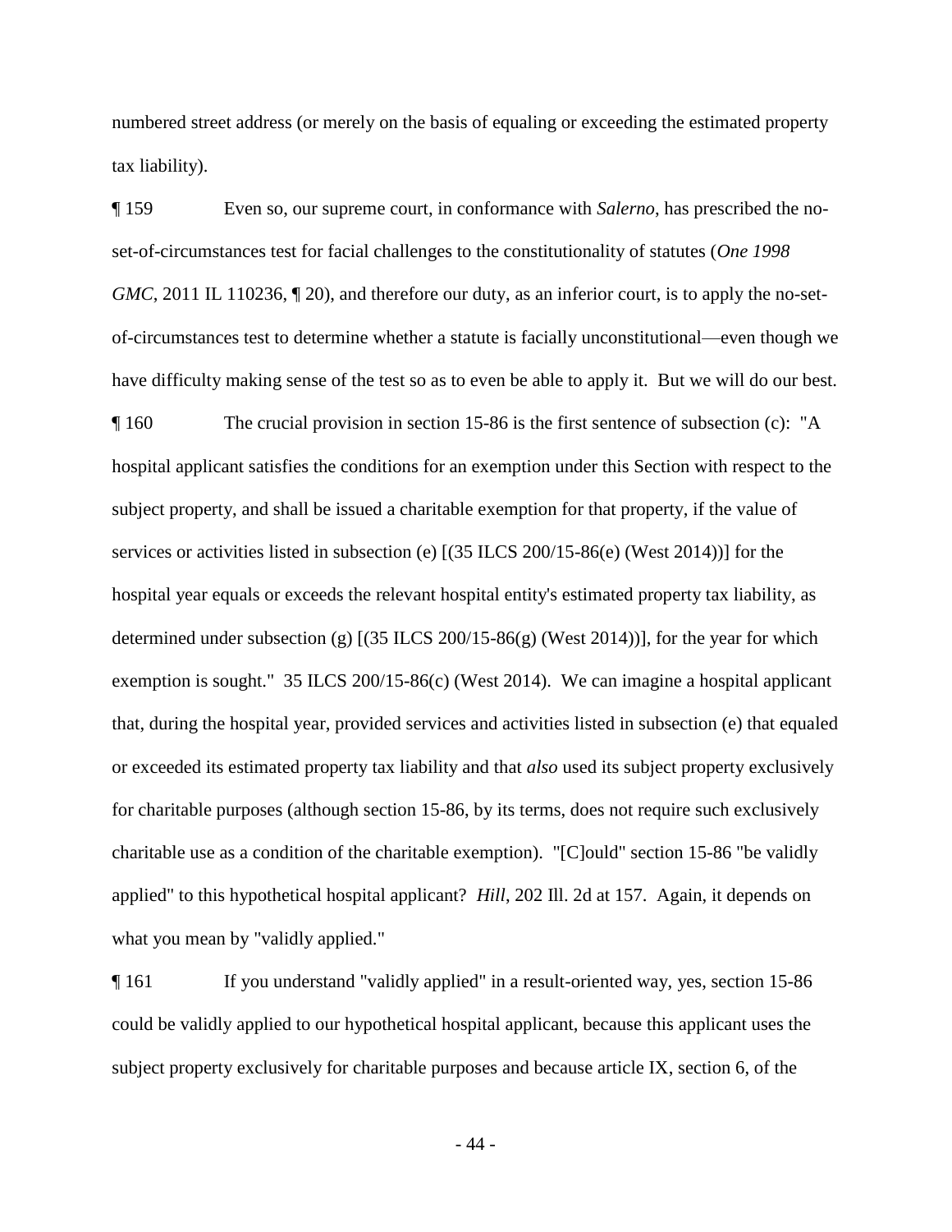numbered street address (or merely on the basis of equaling or exceeding the estimated property tax liability).

¶ 159 Even so, our supreme court, in conformance with *Salerno*, has prescribed the no-set-of-circumstances test for facial challenges to the constitutionality of statutes (*One 1998 GMC*, 2011 IL 110236, ¶ 20), and therefore our duty, as an inferior court, is to apply the no-set-of-circumstances test to determine whether a statute is facially unconstitutional—even though we have difficulty making sense of the test so as to even be able to apply it. But we will do our best.

¶ 160 The crucial provision in section 15-86 is the first sentence of subsection (c): "A hospital applicant satisfies the conditions for an exemption under this Section with respect to the subject property, and shall be issued a charitable exemption for that property, if the value of services or activities listed in subsection (e) [(35 ILCS 200/15-86(e) (West 2014))] for the hospital year equals or exceeds the relevant hospital entity's estimated property tax liability, as determined under subsection (g) [(35 ILCS 200/15-86(g) (West 2014))], for the year for which exemption is sought." 35 ILCS 200/15-86(c) (West 2014). We can imagine a hospital applicant that, during the hospital year, provided services and activities listed in subsection (e) that equaled or exceeded its estimated property tax liability and that *also* used its subject property exclusively for charitable purposes (although section 15-86, by its terms, does not require such exclusively charitable use as a condition of the charitable exemption). "[C]ould" section 15-86 "be validly applied" to this hypothetical hospital applicant? *Hill*, 202 Ill. 2d at 157. Again, it depends on what you mean by "validly applied."

¶ 161 If you understand "validly applied" in a result-oriented way, yes, section 15-86 could be validly applied to our hypothetical hospital applicant, because this applicant uses the subject property exclusively for charitable purposes and because article IX, section 6, of the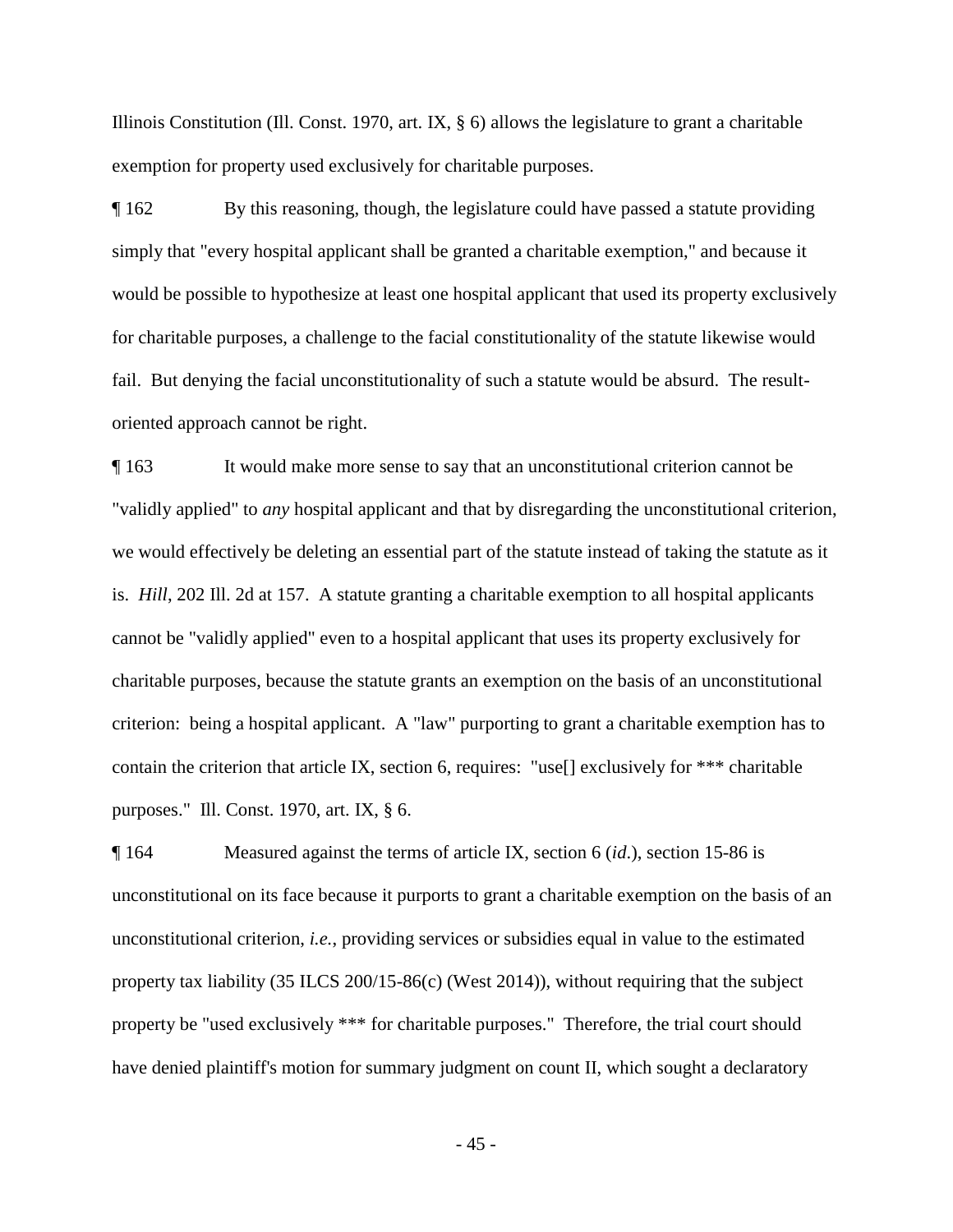Illinois Constitution (Ill. Const. 1970, art. IX, § 6) allows the legislature to grant a charitable exemption for property used exclusively for charitable purposes.

¶ 162 By this reasoning, though, the legislature could have passed a statute providing simply that "every hospital applicant shall be granted a charitable exemption," and because it would be possible to hypothesize at least one hospital applicant that used its property exclusively for charitable purposes, a challenge to the facial constitutionality of the statute likewise would fail. But denying the facial unconstitutionality of such a statute would be absurd. The result-oriented approach cannot be right.

¶ 163 It would make more sense to say that an unconstitutional criterion cannot be "validly applied" to *any* hospital applicant and that by disregarding the unconstitutional criterion, we would effectively be deleting an essential part of the statute instead of taking the statute as it is. *Hill*, 202 Ill. 2d at 157. A statute granting a charitable exemption to all hospital applicants cannot be "validly applied" even to a hospital applicant that uses its property exclusively for charitable purposes, because the statute grants an exemption on the basis of an unconstitutional criterion: being a hospital applicant. A "law" purporting to grant a charitable exemption has to contain the criterion that article IX, section 6, requires: "use[] exclusively for *** charitable purposes." Ill. Const. 1970, art. IX, § 6.

¶ 164 Measured against the terms of article IX, section 6 (*id.*), section 15-86 is unconstitutional on its face because it purports to grant a charitable exemption on the basis of an unconstitutional criterion, *i.e.*, providing services or subsidies equal in value to the estimated property tax liability (35 ILCS 200/15-86(c) (West 2014)), without requiring that the subject property be "used exclusively *** for charitable purposes." Therefore, the trial court should have denied plaintiff's motion for summary judgment on count II, which sought a declaratory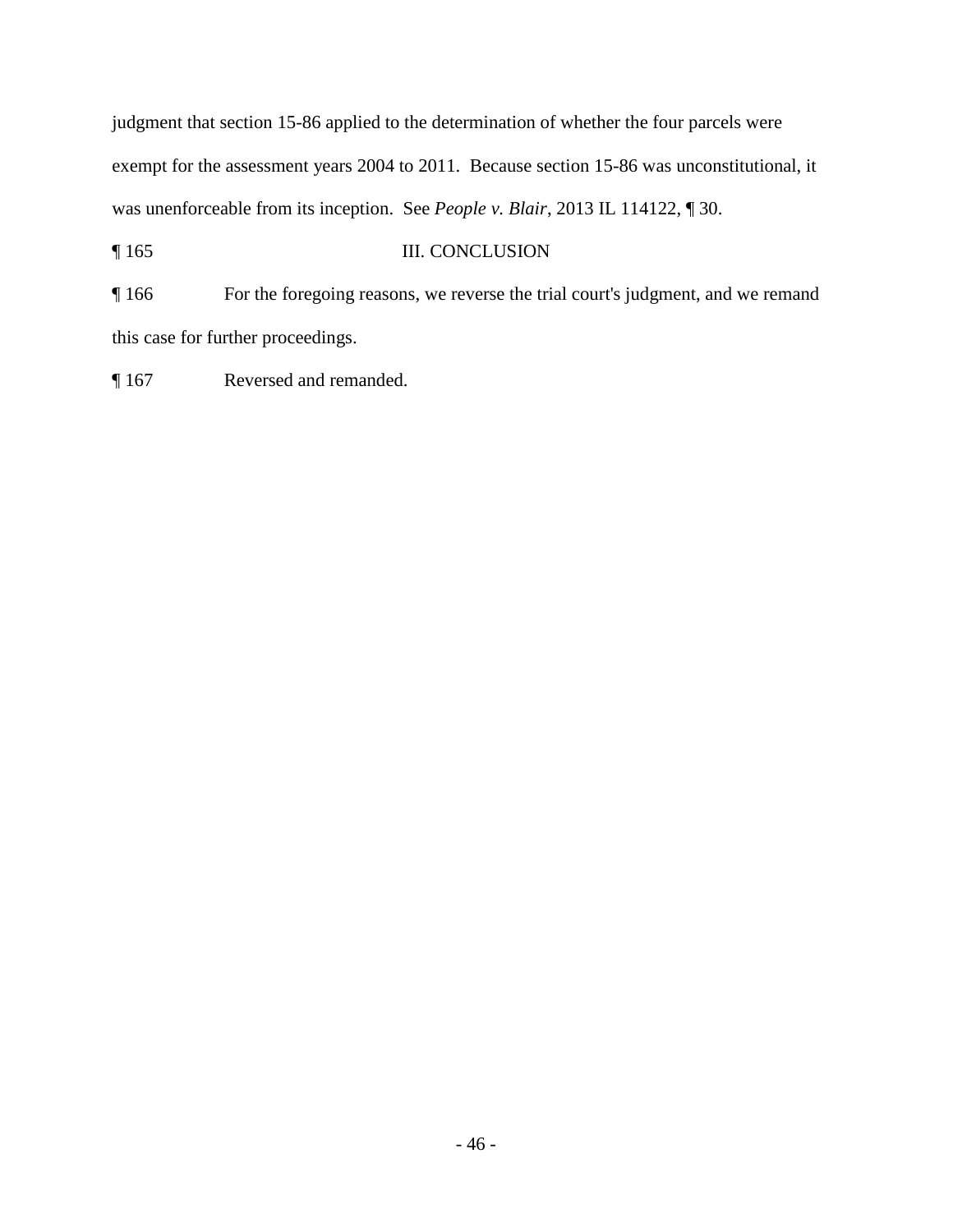judgment that section 15-86 applied to the determination of whether the four parcels were exempt for the assessment years 2004 to 2011. Because section 15-86 was unconstitutional, it was unenforceable from its inception. See *People v. Blair*, 2013 IL 114122, ¶ 30.

¶ 165 III. CONCLUSION

¶ 166 For the foregoing reasons, we reverse the trial court's judgment, and we remand this case for further proceedings.

¶ 167 Reversed and remanded.